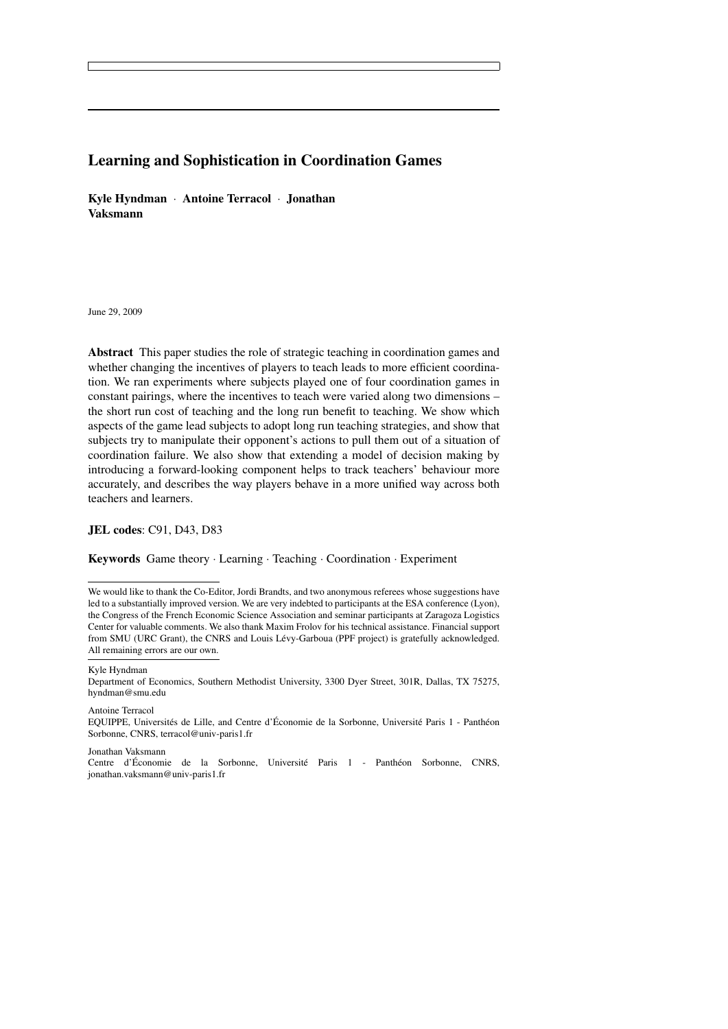# Learning and Sophistication in Coordination Games

**Kyle Hyndman** · **Antoine Terracol** · **Jonathan Vaksmann**

June 29, 2009

**Abstract** This paper studies the role of strategic teaching in coordination games and whether changing the incentives of players to teach leads to more efficient coordination. We ran experiments where subjects played one of four coordination games in constant pairings, where the incentives to teach were varied along two dimensions – the short run cost of teaching and the long run benefit to teaching. We show which aspects of the game lead subjects to adopt long run teaching strategies, and show that subjects try to manipulate their opponent's actions to pull them out of a situation of coordination failure. We also show that extending a model of decision making by introducing a forward-looking component helps to track teachers' behaviour more accurately, and describes the way players behave in a more unified way across both teachers and learners.

**JEL codes**: C91, D43, D83

**Keywords** Game theory · Learning · Teaching · Coordination · Experiment

---

We would like to thank the Co-Editor, Jordi Brandts, and two anonymous referees whose suggestions have led to a substantially improved version. We are very indebted to participants at the ESA conference (Lyon), the Congress of the French Economic Science Association and seminar participants at Zaragoza Logistics Center for valuable comments. We also thank Maxim Frolov for his technical assistance. Financial support from SMU (URC Grant), the CNRS and Louis Lévy-Garboua (PPF project) is gratefully acknowledged. All remaining errors are our own.

---

Kyle Hyndman
Department of Economics, Southern Methodist University, 3300 Dyer Street, 301R, Dallas, TX 75275, hyndman@smu.edu

Antoine Terracol
EQUIPPE, Universités de Lille, and Centre d'Économie de la Sorbonne, Université Paris 1 - Panthéon Sorbonne, CNRS, terracol@univ-paris1.fr

Jonathan Vaksmann
Centre d'Économie de la Sorbonne, Université Paris 1 - Panthéon Sorbonne, CNRS, jonathan.vaksmann@univ-paris1.fr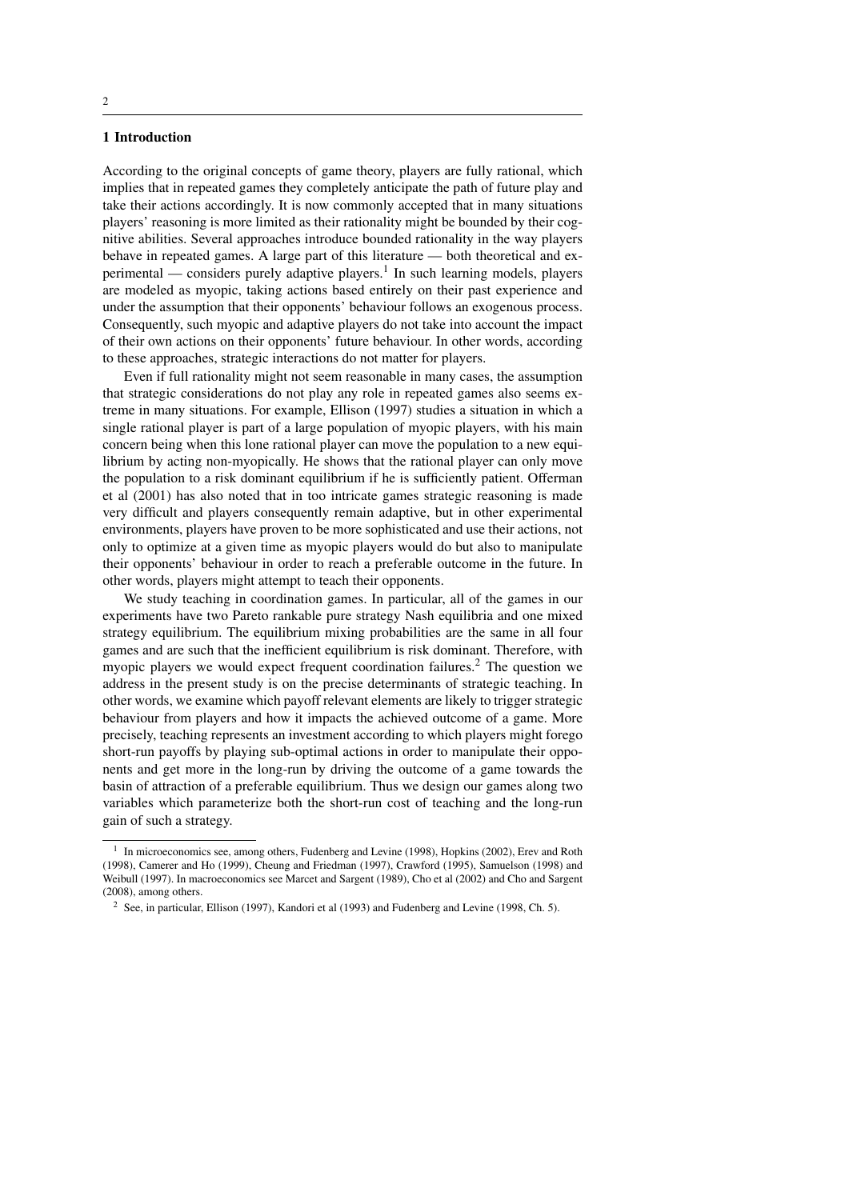## 1 Introduction

According to the original concepts of game theory, players are fully rational, which implies that in repeated games they completely anticipate the path of future play and take their actions accordingly. It is now commonly accepted that in many situations players' reasoning is more limited as their rationality might be bounded by their cognitive abilities. Several approaches introduce bounded rationality in the way players behave in repeated games. A large part of this literature — both theoretical and experimental — considers purely adaptive players.[1] In such learning models, players are modeled as myopic, taking actions based entirely on their past experience and under the assumption that their opponents' behaviour follows an exogenous process. Consequently, such myopic and adaptive players do not take into account the impact of their own actions on their opponents' future behaviour. In other words, according to these approaches, strategic interactions do not matter for players.

Even if full rationality might not seem reasonable in many cases, the assumption that strategic considerations do not play any role in repeated games also seems extreme in many situations. For example, Ellison (1997) studies a situation in which a single rational player is part of a large population of myopic players, with his main concern being when this lone rational player can move the population to a new equilibrium by acting non-myopically. He shows that the rational player can only move the population to a risk dominant equilibrium if he is sufficiently patient. Offerman et al (2001) has also noted that in too intricate games strategic reasoning is made very difficult and players consequently remain adaptive, but in other experimental environments, players have proven to be more sophisticated and use their actions, not only to optimize at a given time as myopic players would do but also to manipulate their opponents' behaviour in order to reach a preferable outcome in the future. In other words, players might attempt to teach their opponents.

We study teaching in coordination games. In particular, all of the games in our experiments have two Pareto rankable pure strategy Nash equilibria and one mixed strategy equilibrium. The equilibrium mixing probabilities are the same in all four games and are such that the inefficient equilibrium is risk dominant. Therefore, with myopic players we would expect frequent coordination failures.[2] The question we address in the present study is on the precise determinants of strategic teaching. In other words, we examine which payoff relevant elements are likely to trigger strategic behaviour from players and how it impacts the achieved outcome of a game. More precisely, teaching represents an investment according to which players might forego short-run payoffs by playing sub-optimal actions in order to manipulate their opponents and get more in the long-run by driving the outcome of a game towards the basin of attraction of a preferable equilibrium. Thus we design our games along two variables which parameterize both the short-run cost of teaching and the long-run gain of such a strategy.

[1] In microeconomics see, among others, Fudenberg and Levine (1998), Hopkins (2002), Erev and Roth (1998), Camerer and Ho (1999), Cheung and Friedman (1997), Crawford (1995), Samuelson (1998) and Weibull (1997). In macroeconomics see Marcet and Sargent (1989), Cho et al (2002) and Cho and Sargent (2008), among others.

[2] See, in particular, Ellison (1997), Kandori et al (1993) and Fudenberg and Levine (1998, Ch. 5).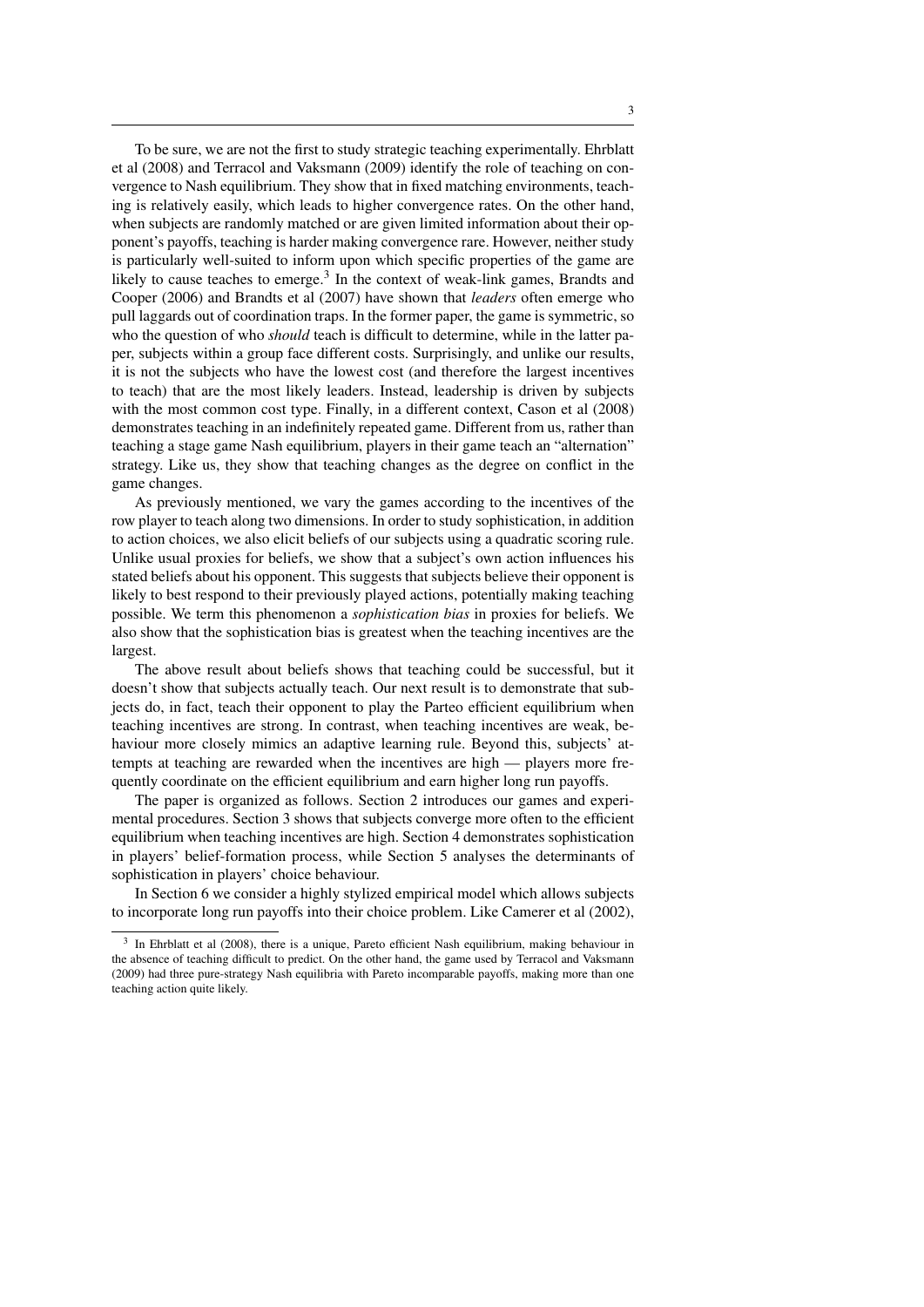To be sure, we are not the first to study strategic teaching experimentally. Ehrblatt et al (2008) and Terracol and Vaksmann (2009) identify the role of teaching on convergence to Nash equilibrium. They show that in fixed matching environments, teaching is relatively easily, which leads to higher convergence rates. On the other hand, when subjects are randomly matched or are given limited information about their opponent's payoffs, teaching is harder making convergence rare. However, neither study is particularly well-suited to inform upon which specific properties of the game are likely to cause teaches to emerge.[3] In the context of weak-link games, Brandts and Cooper (2006) and Brandts et al (2007) have shown that *leaders* often emerge who pull laggards out of coordination traps. In the former paper, the game is symmetric, so who the question of who *should* teach is difficult to determine, while in the latter paper, subjects within a group face different costs. Surprisingly, and unlike our results, it is not the subjects who have the lowest cost (and therefore the largest incentives to teach) that are the most likely leaders. Instead, leadership is driven by subjects with the most common cost type. Finally, in a different context, Cason et al (2008) demonstrates teaching in an indefinitely repeated game. Different from us, rather than teaching a stage game Nash equilibrium, players in their game teach an "alternation" strategy. Like us, they show that teaching changes as the degree on conflict in the game changes.

As previously mentioned, we vary the games according to the incentives of the row player to teach along two dimensions. In order to study sophistication, in addition to action choices, we also elicit beliefs of our subjects using a quadratic scoring rule. Unlike usual proxies for beliefs, we show that a subject's own action influences his stated beliefs about his opponent. This suggests that subjects believe their opponent is likely to best respond to their previously played actions, potentially making teaching possible. We term this phenomenon a *sophistication bias* in proxies for beliefs. We also show that the sophistication bias is greatest when the teaching incentives are the largest.

The above result about beliefs shows that teaching could be successful, but it doesn't show that subjects actually teach. Our next result is to demonstrate that subjects do, in fact, teach their opponent to play the Parteo efficient equilibrium when teaching incentives are strong. In contrast, when teaching incentives are weak, behaviour more closely mimics an adaptive learning rule. Beyond this, subjects' attempts at teaching are rewarded when the incentives are high — players more frequently coordinate on the efficient equilibrium and earn higher long run payoffs.

The paper is organized as follows. Section 2 introduces our games and experimental procedures. Section 3 shows that subjects converge more often to the efficient equilibrium when teaching incentives are high. Section 4 demonstrates sophistication in players' belief-formation process, while Section 5 analyses the determinants of sophistication in players' choice behaviour.

In Section 6 we consider a highly stylized empirical model which allows subjects to incorporate long run payoffs into their choice problem. Like Camerer et al (2002),

[3] In Ehrblatt et al (2008), there is a unique, Pareto efficient Nash equilibrium, making behaviour in the absence of teaching difficult to predict. On the other hand, the game used by Terracol and Vaksmann (2009) had three pure-strategy Nash equilibria with Pareto incomparable payoffs, making more than one teaching action quite likely.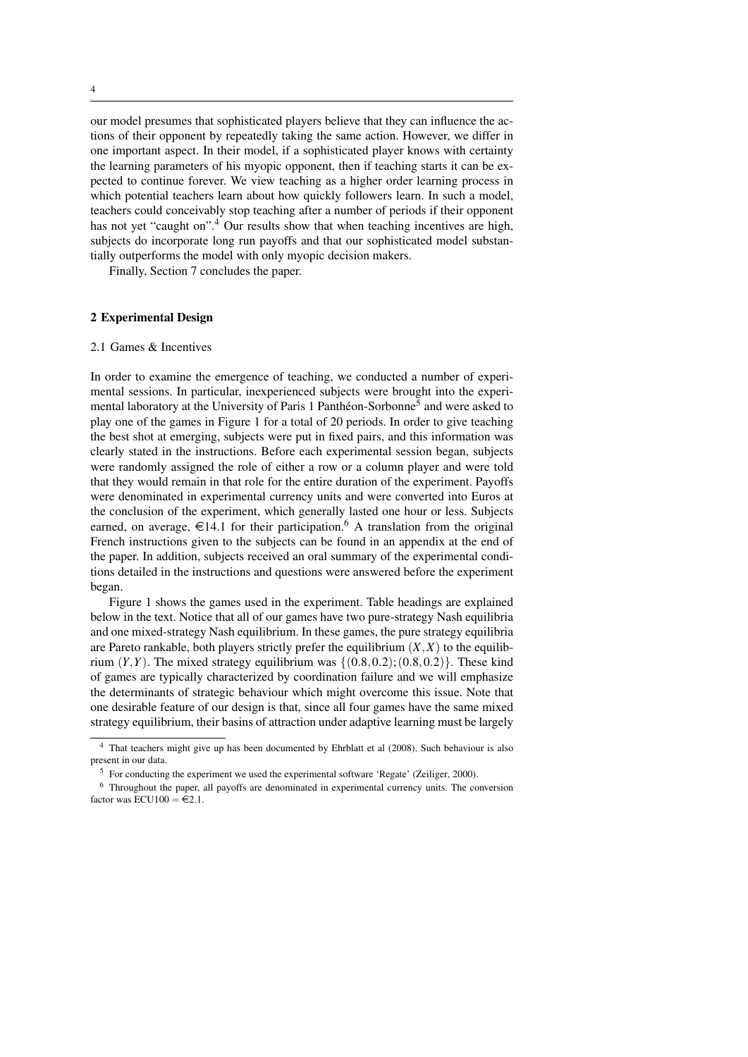our model presumes that sophisticated players believe that they can influence the actions of their opponent by repeatedly taking the same action. However, we differ in one important aspect. In their model, if a sophisticated player knows with certainty the learning parameters of his myopic opponent, then if teaching starts it can be expected to continue forever. We view teaching as a higher order learning process in which potential teachers learn about how quickly followers learn. In such a model, teachers could conceivably stop teaching after a number of periods if their opponent has not yet "caught on".[4] Our results show that when teaching incentives are high, subjects do incorporate long run payoffs and that our sophisticated model substantially outperforms the model with only myopic decision makers.

Finally, Section 7 concludes the paper.

## 2 Experimental Design

### 2.1 Games & Incentives

In order to examine the emergence of teaching, we conducted a number of experimental sessions. In particular, inexperienced subjects were brought into the experimental laboratory at the University of Paris 1 Panthéon-Sorbonne[5] and were asked to play one of the games in Figure 1 for a total of 20 periods. In order to give teaching the best shot at emerging, subjects were put in fixed pairs, and this information was clearly stated in the instructions. Before each experimental session began, subjects were randomly assigned the role of either a row or a column player and were told that they would remain in that role for the entire duration of the experiment. Payoffs were denominated in experimental currency units and were converted into Euros at the conclusion of the experiment, which generally lasted one hour or less. Subjects earned, on average, €14.1 for their participation.[6] A translation from the original French instructions given to the subjects can be found in an appendix at the end of the paper. In addition, subjects received an oral summary of the experimental conditions detailed in the instructions and questions were answered before the experiment began.

Figure 1 shows the games used in the experiment. Table headings are explained below in the text. Notice that all of our games have two pure-strategy Nash equilibria and one mixed-strategy Nash equilibrium. In these games, the pure strategy equilibria are Pareto rankable, both players strictly prefer the equilibrium $(X,X)$ to the equilibrium $(Y,Y)$. The mixed strategy equilibrium was $\{(0.8,0.2);(0.8,0.2)\}$. These kind of games are typically characterized by coordination failure and we will emphasize the determinants of strategic behaviour which might overcome this issue. Note that one desirable feature of our design is that, since all four games have the same mixed strategy equilibrium, their basins of attraction under adaptive learning must be largely

---

[4] That teachers might give up has been documented by Ehrblatt et al (2008). Such behaviour is also present in our data.

[5] For conducting the experiment we used the experimental software 'Regate' (Zeiliger, 2000).

[6] Throughout the paper, all payoffs are denominated in experimental currency units. The conversion factor was ECU100 = €2.1.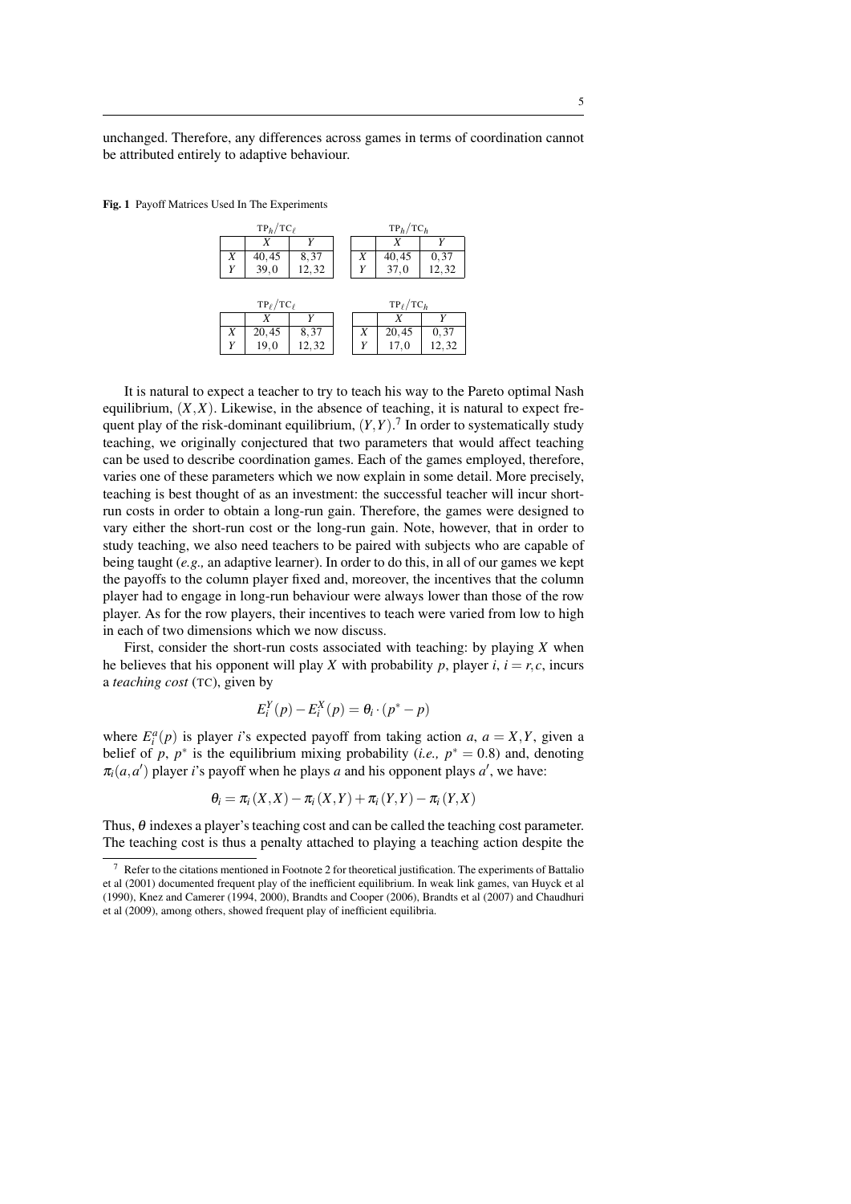unchanged. Therefore, any differences across games in terms of coordination cannot be attributed entirely to adaptive behaviour.

**Fig. 1** Payoff Matrices Used In The Experiments

$\text{TP}_h/\text{TC}_\ell$

| | $X$ | $Y$ |
|---|---|---|
| $X$ | 40, 45 | 8, 37 |
| $Y$ | 39, 0 | 12, 32 |

$\text{TP}_h/\text{TC}_h$

| | $X$ | $Y$ |
|---|---|---|
| $X$ | 40, 45 | 0, 37 |
| $Y$ | 37, 0 | 12, 32 |

$\text{TP}_\ell/\text{TC}_\ell$

| | $X$ | $Y$ |
|---|---|---|
| $X$ | 20, 45 | 8, 37 |
| $Y$ | 19, 0 | 12, 32 |

$\text{TP}_\ell/\text{TC}_h$

| | $X$ | $Y$ |
|---|---|---|
| $X$ | 20, 45 | 0, 37 |
| $Y$ | 17, 0 | 12, 32 |

It is natural to expect a teacher to try to teach his way to the Pareto optimal Nash equilibrium, $(X,X)$. Likewise, in the absence of teaching, it is natural to expect frequent play of the risk-dominant equilibrium, $(Y,Y)$.[7] In order to systematically study teaching, we originally conjectured that two parameters that would affect teaching can be used to describe coordination games. Each of the games employed, therefore, varies one of these parameters which we now explain in some detail. More precisely, teaching is best thought of as an investment: the successful teacher will incur short-run costs in order to obtain a long-run gain. Therefore, the games were designed to vary either the short-run cost or the long-run gain. Note, however, that in order to study teaching, we also need teachers to be paired with subjects who are capable of being taught (*e.g.,* an adaptive learner). In order to do this, in all of our games we kept the payoffs to the column player fixed and, moreover, the incentives that the column player had to engage in long-run behaviour were always lower than those of the row player. As for the row players, their incentives to teach were varied from low to high in each of two dimensions which we now discuss.

First, consider the short-run costs associated with teaching: by playing $X$ when he believes that his opponent will play $X$ with probability $p$, player $i$, $i = r, c$, incurs a *teaching cost* (TC), given by

$$E_i^Y(p) - E_i^X(p) = \theta_i \cdot (p^* - p)$$

where $E_i^a(p)$ is player $i$'s expected payoff from taking action $a$, $a = X, Y$, given a belief of $p$, $p^*$ is the equilibrium mixing probability (*i.e.,* $p^* = 0.8$) and, denoting $\pi_i(a, a')$ player $i$'s payoff when he plays $a$ and his opponent plays $a'$, we have:

$$\theta_i = \pi_i(X,X) - \pi_i(X,Y) + \pi_i(Y,Y) - \pi_i(Y,X)$$

Thus, $\theta$ indexes a player's teaching cost and can be called the teaching cost parameter. The teaching cost is thus a penalty attached to playing a teaching action despite the

---

[7] Refer to the citations mentioned in Footnote 2 for theoretical justification. The experiments of Battalio et al (2001) documented frequent play of the inefficient equilibrium. In weak link games, van Huyck et al (1990), Knez and Camerer (1994, 2000), Brandts and Cooper (2006), Brandts et al (2007) and Chaudhuri et al (2009), among others, showed frequent play of inefficient equilibria.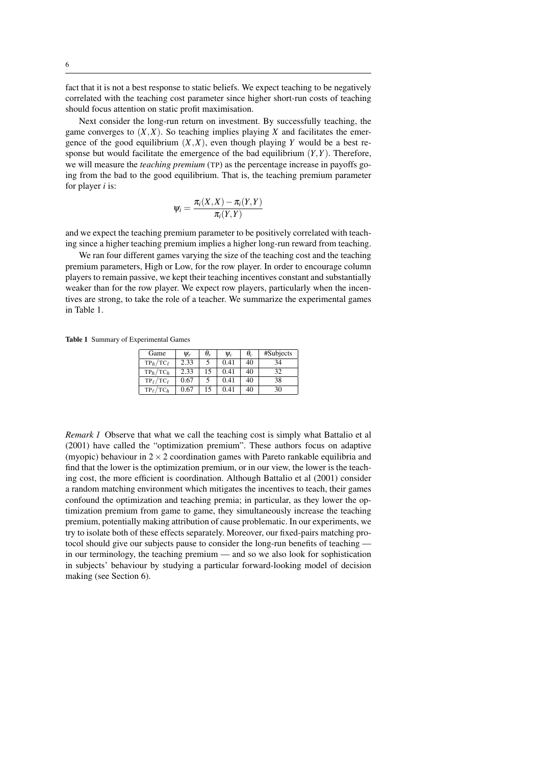fact that it is not a best response to static beliefs. We expect teaching to be negatively correlated with the teaching cost parameter since higher short-run costs of teaching should focus attention on static profit maximisation.

Next consider the long-run return on investment. By successfully teaching, the game converges to $(X,X)$. So teaching implies playing $X$ and facilitates the emergence of the good equilibrium $(X,X)$, even though playing $Y$ would be a best response but would facilitate the emergence of the bad equilibrium $(Y,Y)$. Therefore, we will measure the *teaching premium* (TP) as the percentage increase in payoffs going from the bad to the good equilibrium. That is, the teaching premium parameter for player $i$ is:

$$\psi_i = \frac{\pi_i(X,X) - \pi_i(Y,Y)}{\pi_i(Y,Y)}$$

and we expect the teaching premium parameter to be positively correlated with teaching since a higher teaching premium implies a higher long-run reward from teaching.

We ran four different games varying the size of the teaching cost and the teaching premium parameters, High or Low, for the row player. In order to encourage column players to remain passive, we kept their teaching incentives constant and substantially weaker than for the row player. We expect row players, particularly when the incentives are strong, to take the role of a teacher. We summarize the experimental games in Table 1.

**Table 1** Summary of Experimental Games

| Game | $\psi_r$ | $\theta_r$ | $\psi_c$ | $\theta_c$ | #Subjects |
|---|---|---|---|---|---|
| $\text{TP}_h/\text{TC}_\ell$ | 2.33 | 5 | 0.41 | 40 | 34 |
| $\text{TP}_h/\text{TC}_h$ | 2.33 | 15 | 0.41 | 40 | 32 |
| $\text{TP}_\ell/\text{TC}_\ell$ | 0.67 | 5 | 0.41 | 40 | 38 |
| $\text{TP}_\ell/\text{TC}_h$ | 0.67 | 15 | 0.41 | 40 | 30 |

*Remark 1* Observe that what we call the teaching cost is simply what Battalio et al (2001) have called the "optimization premium". These authors focus on adaptive (myopic) behaviour in $2 \times 2$ coordination games with Pareto rankable equilibria and find that the lower is the optimization premium, or in our view, the lower is the teaching cost, the more efficient is coordination. Although Battalio et al (2001) consider a random matching environment which mitigates the incentives to teach, their games confound the optimization and teaching premia; in particular, as they lower the optimization premium from game to game, they simultaneously increase the teaching premium, potentially making attribution of cause problematic. In our experiments, we try to isolate both of these effects separately. Moreover, our fixed-pairs matching protocol should give our subjects pause to consider the long-run benefits of teaching — in our terminology, the teaching premium — and so we also look for sophistication in subjects' behaviour by studying a particular forward-looking model of decision making (see Section 6).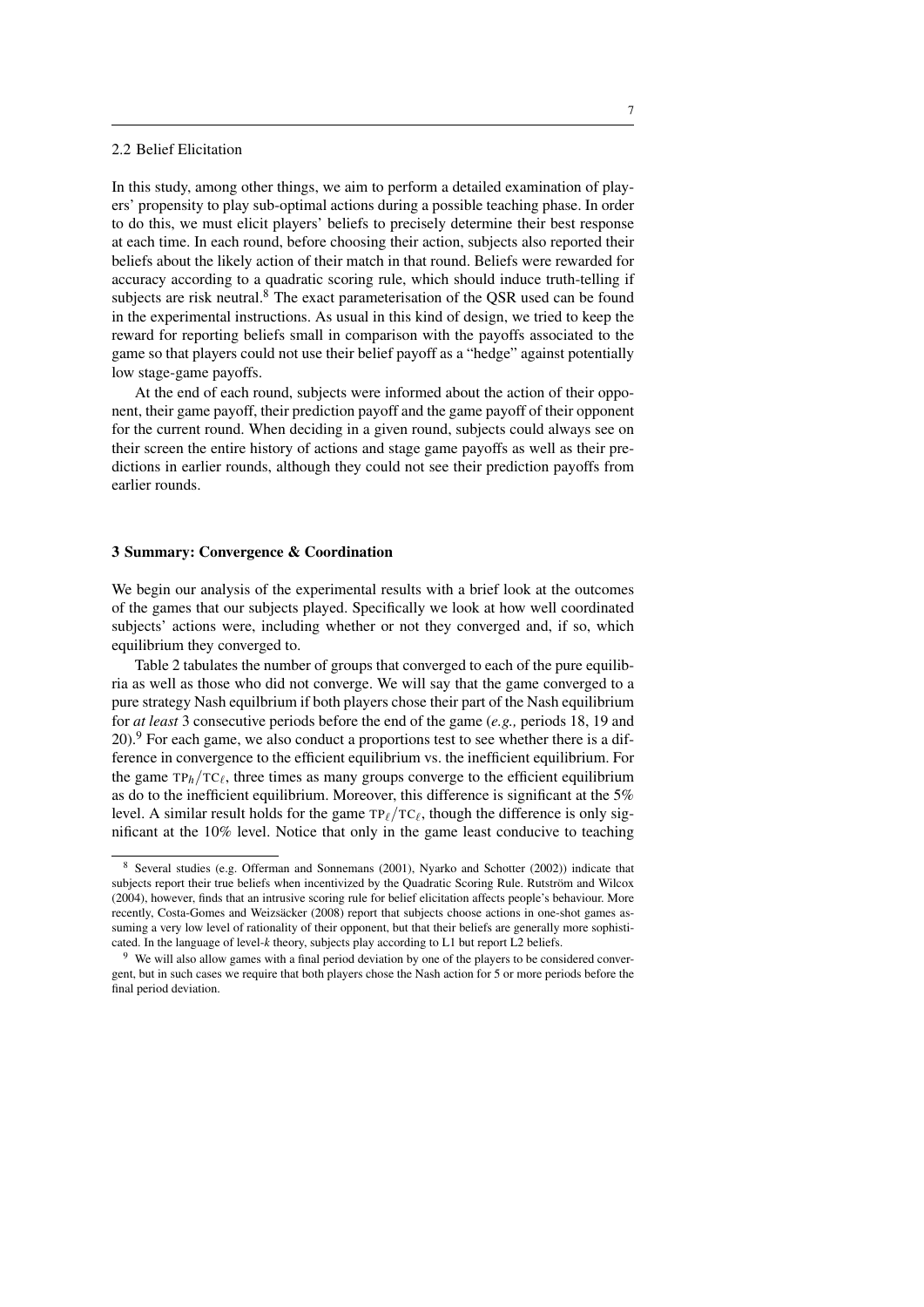### 2.2 Belief Elicitation

In this study, among other things, we aim to perform a detailed examination of players' propensity to play sub-optimal actions during a possible teaching phase. In order to do this, we must elicit players' beliefs to precisely determine their best response at each time. In each round, before choosing their action, subjects also reported their beliefs about the likely action of their match in that round. Beliefs were rewarded for accuracy according to a quadratic scoring rule, which should induce truth-telling if subjects are risk neutral.[8] The exact parameterisation of the QSR used can be found in the experimental instructions. As usual in this kind of design, we tried to keep the reward for reporting beliefs small in comparison with the payoffs associated to the game so that players could not use their belief payoff as a "hedge" against potentially low stage-game payoffs.

At the end of each round, subjects were informed about the action of their opponent, their game payoff, their prediction payoff and the game payoff of their opponent for the current round. When deciding in a given round, subjects could always see on their screen the entire history of actions and stage game payoffs as well as their predictions in earlier rounds, although they could not see their prediction payoffs from earlier rounds.

## 3 Summary: Convergence & Coordination

We begin our analysis of the experimental results with a brief look at the outcomes of the games that our subjects played. Specifically we look at how well coordinated subjects' actions were, including whether or not they converged and, if so, which equilibrium they converged to.

Table 2 tabulates the number of groups that converged to each of the pure equilibria as well as those who did not converge. We will say that the game converged to a pure strategy Nash equilbrium if both players chose their part of the Nash equilibrium for *at least* 3 consecutive periods before the end of the game (*e.g.,* periods 18, 19 and 20).[9] For each game, we also conduct a proportions test to see whether there is a difference in convergence to the efficient equilibrium vs. the inefficient equilibrium. For the game $\text{TP}_h/\text{TC}_\ell$, three times as many groups converge to the efficient equilibrium as do to the inefficient equilibrium. Moreover, this difference is significant at the 5% level. A similar result holds for the game $\text{TP}_\ell/\text{TC}_\ell$, though the difference is only significant at the 10% level. Notice that only in the game least conducive to teaching

[8] Several studies (e.g. Offerman and Sonnemans (2001), Nyarko and Schotter (2002)) indicate that subjects report their true beliefs when incentivized by the Quadratic Scoring Rule. Rutström and Wilcox (2004), however, finds that an intrusive scoring rule for belief elicitation affects people's behaviour. More recently, Costa-Gomes and Weizsäcker (2008) report that subjects choose actions in one-shot games assuming a very low level of rationality of their opponent, but that their beliefs are generally more sophisticated. In the language of level-*k* theory, subjects play according to L1 but report L2 beliefs.

[9] We will also allow games with a final period deviation by one of the players to be considered convergent, but in such cases we require that both players chose the Nash action for 5 or more periods before the final period deviation.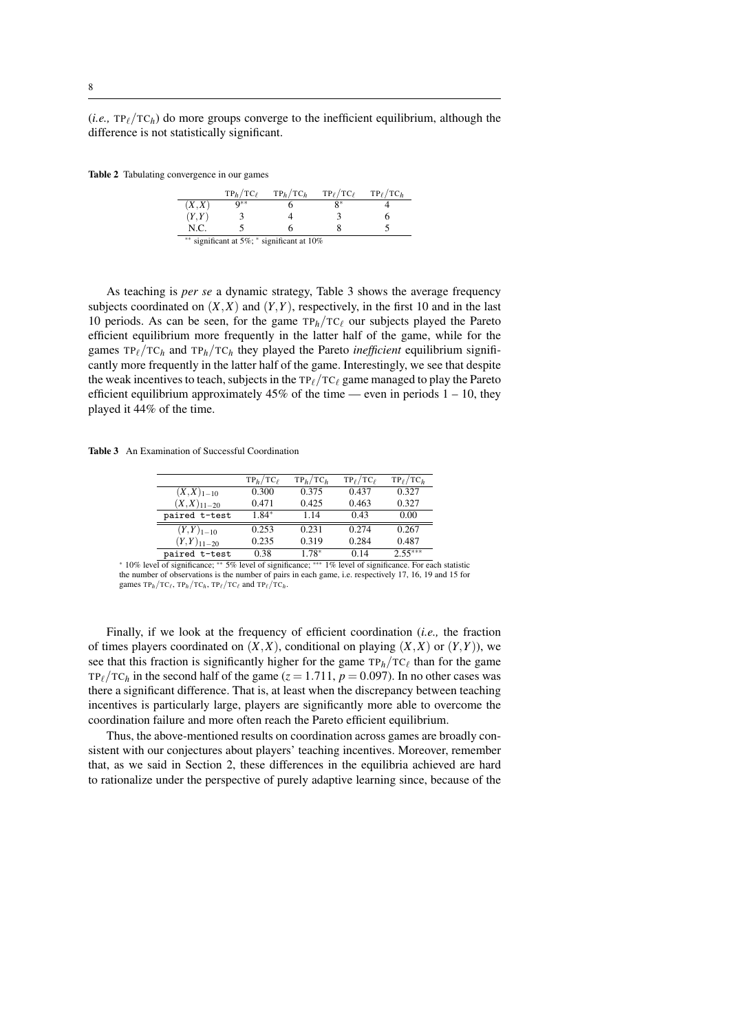(*i.e.,* $\text{TP}_\ell/\text{TC}_h$) do more groups converge to the inefficient equilibrium, although the difference is not statistically significant.

**Table 2** Tabulating convergence in our games

| | $\text{TP}_h/\text{TC}_\ell$ | $\text{TP}_h/\text{TC}_h$ | $\text{TP}_\ell/\text{TC}_\ell$ | $\text{TP}_\ell/\text{TC}_h$ |
|---|---|---|---|---|
| $(X,X)$ | $9^{**}$ | 6 | $8^{*}$ | 4 |
| $(Y,Y)$ | 3 | 4 | 3 | 6 |
| N.C. | 5 | 6 | 8 | 5 |

$^{**}$ significant at 5%; $^{*}$ significant at 10%

As teaching is *per se* a dynamic strategy, Table 3 shows the average frequency subjects coordinated on $(X,X)$ and $(Y,Y)$, respectively, in the first 10 and in the last 10 periods. As can be seen, for the game $\text{TP}_h/\text{TC}_\ell$ our subjects played the Pareto efficient equilibrium more frequently in the latter half of the game, while for the games $\text{TP}_\ell/\text{TC}_h$ and $\text{TP}_h/\text{TC}_h$ they played the Pareto *inefficient* equilibrium significantly more frequently in the latter half of the game. Interestingly, we see that despite the weak incentives to teach, subjects in the $\text{TP}_\ell/\text{TC}_\ell$ game managed to play the Pareto efficient equilibrium approximately 45% of the time — even in periods 1 – 10, they played it 44% of the time.

**Table 3** An Examination of Successful Coordination

| | $\text{TP}_h/\text{TC}_\ell$ | $\text{TP}_h/\text{TC}_h$ | $\text{TP}_\ell/\text{TC}_\ell$ | $\text{TP}_\ell/\text{TC}_h$ |
|---|---|---|---|---|
| $(X,X)_{1-10}$ | 0.300 | 0.375 | 0.437 | 0.327 |
| $(X,X)_{11-20}$ | 0.471 | 0.425 | 0.463 | 0.327 |
| `paired t-test` | $1.84^{*}$ | 1.14 | 0.43 | 0.00 |
| $(Y,Y)_{1-10}$ | 0.253 | 0.231 | 0.274 | 0.267 |
| $(Y,Y)_{11-20}$ | 0.235 | 0.319 | 0.284 | 0.487 |
| `paired t-test` | 0.38 | $1.78^{*}$ | 0.14 | $2.55^{***}$ |

$^{*}$ 10% level of significance; $^{**}$ 5% level of significance; $^{***}$ 1% level of significance. For each statistic the number of observations is the number of pairs in each game, i.e. respectively 17, 16, 19 and 15 for games $\text{TP}_h/\text{TC}_\ell$, $\text{TP}_h/\text{TC}_h$, $\text{TP}_\ell/\text{TC}_\ell$ and $\text{TP}_\ell/\text{TC}_h$.

Finally, if we look at the frequency of efficient coordination (*i.e.,* the fraction of times players coordinated on $(X,X)$, conditional on playing $(X,X)$ or $(Y,Y)$), we see that this fraction is significantly higher for the game $\text{TP}_h/\text{TC}_\ell$ than for the game $\text{TP}_\ell/\text{TC}_h$ in the second half of the game ($z = 1.711$, $p = 0.097$). In no other cases was there a significant difference. That is, at least when the discrepancy between teaching incentives is particularly large, players are significantly more able to overcome the coordination failure and more often reach the Pareto efficient equilibrium.

Thus, the above-mentioned results on coordination across games are broadly consistent with our conjectures about players' teaching incentives. Moreover, remember that, as we said in Section 2, these differences in the equilibria achieved are hard to rationalize under the perspective of purely adaptive learning since, because of the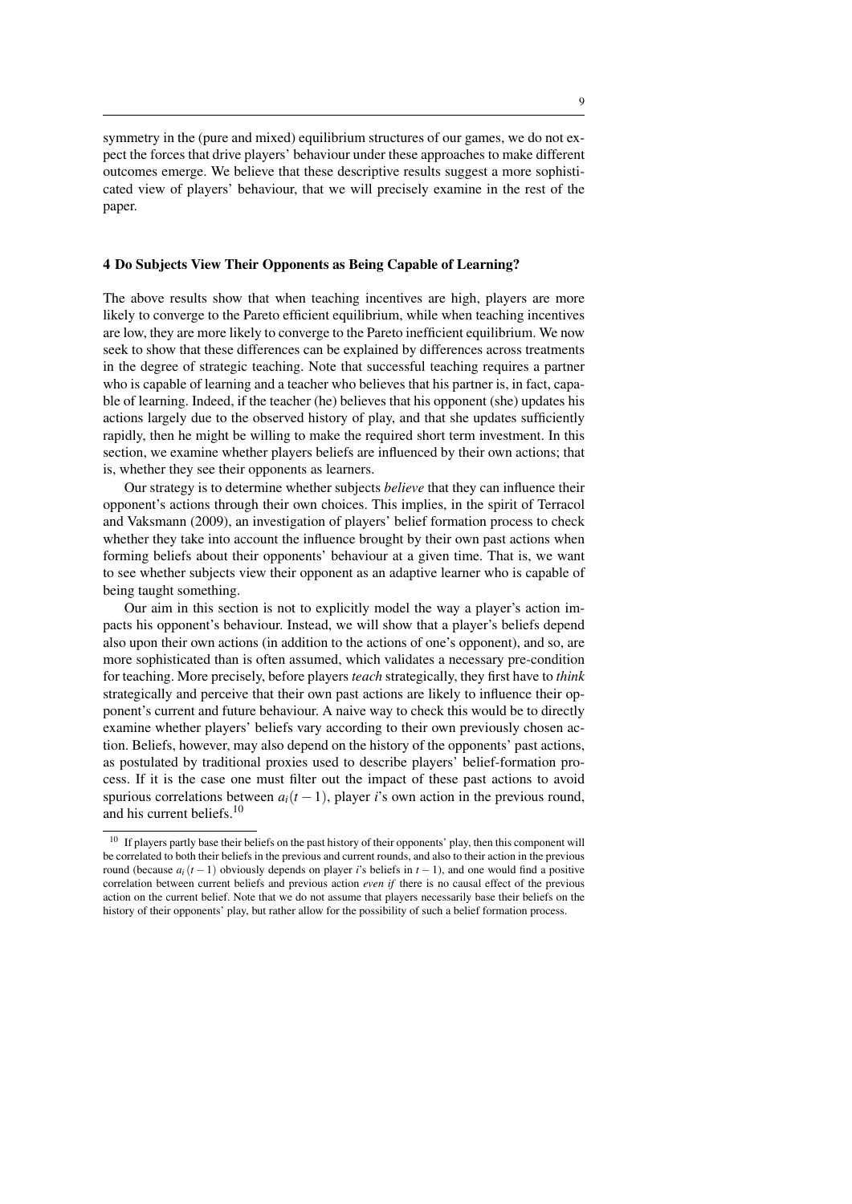symmetry in the (pure and mixed) equilibrium structures of our games, we do not expect the forces that drive players' behaviour under these approaches to make different outcomes emerge. We believe that these descriptive results suggest a more sophisticated view of players' behaviour, that we will precisely examine in the rest of the paper.

## 4 Do Subjects View Their Opponents as Being Capable of Learning?

The above results show that when teaching incentives are high, players are more likely to converge to the Pareto efficient equilibrium, while when teaching incentives are low, they are more likely to converge to the Pareto inefficient equilibrium. We now seek to show that these differences can be explained by differences across treatments in the degree of strategic teaching. Note that successful teaching requires a partner who is capable of learning and a teacher who believes that his partner is, in fact, capable of learning. Indeed, if the teacher (he) believes that his opponent (she) updates his actions largely due to the observed history of play, and that she updates sufficiently rapidly, then he might be willing to make the required short term investment. In this section, we examine whether players beliefs are influenced by their own actions; that is, whether they see their opponents as learners.

Our strategy is to determine whether subjects *believe* that they can influence their opponent's actions through their own choices. This implies, in the spirit of Terracol and Vaksmann (2009), an investigation of players' belief formation process to check whether they take into account the influence brought by their own past actions when forming beliefs about their opponents' behaviour at a given time. That is, we want to see whether subjects view their opponent as an adaptive learner who is capable of being taught something.

Our aim in this section is not to explicitly model the way a player's action impacts his opponent's behaviour. Instead, we will show that a player's beliefs depend also upon their own actions (in addition to the actions of one's opponent), and so, are more sophisticated than is often assumed, which validates a necessary pre-condition for teaching. More precisely, before players *teach* strategically, they first have to *think* strategically and perceive that their own past actions are likely to influence their opponent's current and future behaviour. A naive way to check this would be to directly examine whether players' beliefs vary according to their own previously chosen action. Beliefs, however, may also depend on the history of the opponents' past actions, as postulated by traditional proxies used to describe players' belief-formation process. If it is the case one must filter out the impact of these past actions to avoid spurious correlations between $a_i(t-1)$, player $i$'s own action in the previous round, and his current beliefs.[10]

[10] If players partly base their beliefs on the past history of their opponents' play, then this component will be correlated to both their beliefs in the previous and current rounds, and also to their action in the previous round (because $a_i(t-1)$ obviously depends on player $i$'s beliefs in $t-1$), and one would find a positive correlation between current beliefs and previous action *even if* there is no causal effect of the previous action on the current belief. Note that we do not assume that players necessarily base their beliefs on the history of their opponents' play, but rather allow for the possibility of such a belief formation process.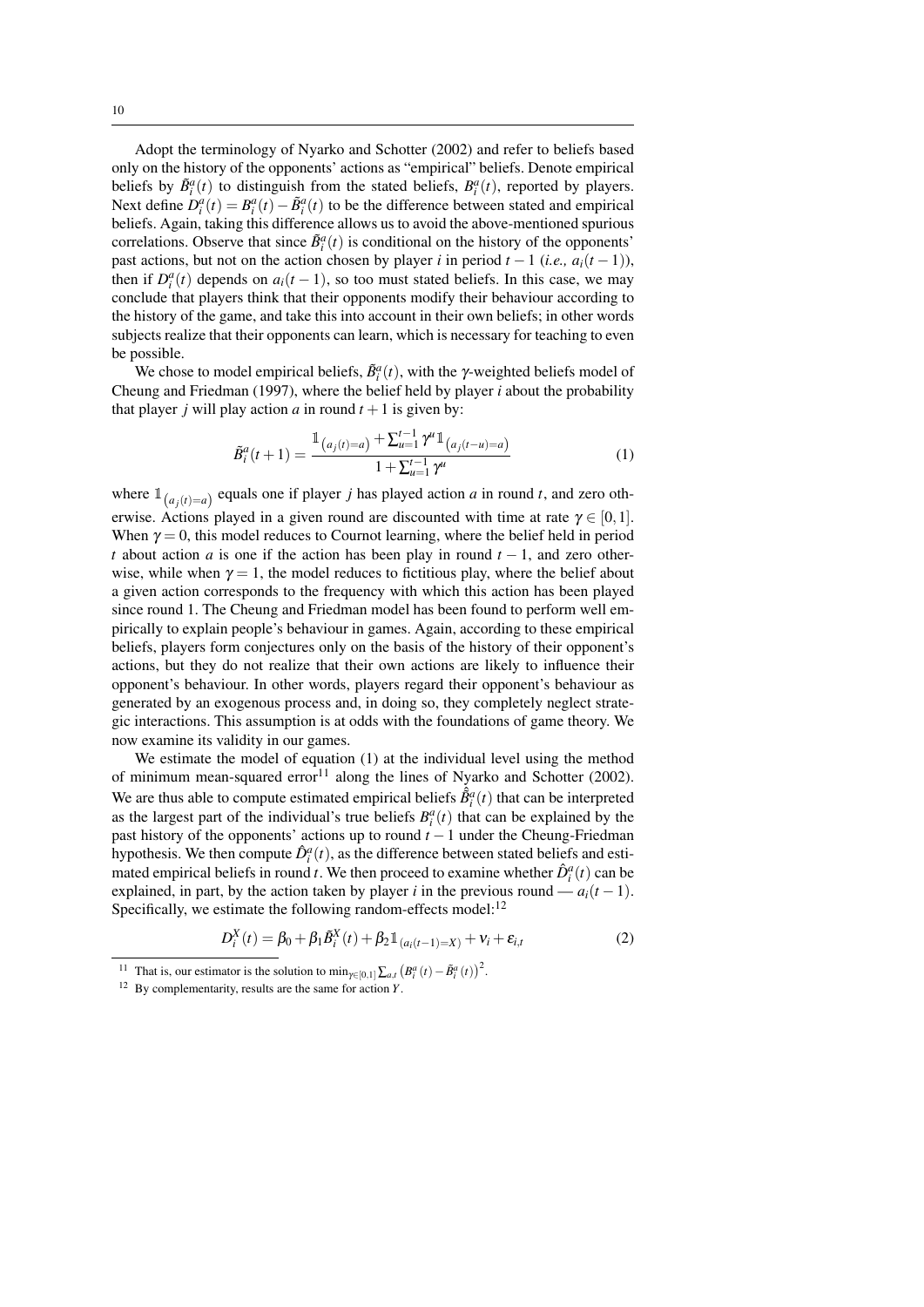Adopt the terminology of Nyarko and Schotter (2002) and refer to beliefs based only on the history of the opponents' actions as "empirical" beliefs. Denote empirical beliefs by $\tilde{B}_i^a(t)$ to distinguish from the stated beliefs, $B_i^a(t)$, reported by players. Next define $D_i^a(t) = B_i^a(t) - \tilde{B}_i^a(t)$ to be the difference between stated and empirical beliefs. Again, taking this difference allows us to avoid the above-mentioned spurious correlations. Observe that since $\tilde{B}_i^a(t)$ is conditional on the history of the opponents' past actions, but not on the action chosen by player $i$ in period $t-1$ (*i.e.,* $a_i(t-1)$), then if $D_i^a(t)$ depends on $a_i(t-1)$, so too must stated beliefs. In this case, we may conclude that players think that their opponents modify their behaviour according to the history of the game, and take this into account in their own beliefs; in other words subjects realize that their opponents can learn, which is necessary for teaching to even be possible.

We chose to model empirical beliefs, $\tilde{B}_i^a(t)$, with the $\gamma$-weighted beliefs model of Cheung and Friedman (1997), where the belief held by player $i$ about the probability that player $j$ will play action $a$ in round $t+1$ is given by:

$$\tilde{B}_i^a(t+1) = \frac{\mathbb{1}_{(a_j(t)=a)} + \sum_{u=1}^{t-1} \gamma^u \mathbb{1}_{(a_j(t-u)=a)}}{1 + \sum_{u=1}^{t-1} \gamma^u} \tag{1}$$

where $\mathbb{1}_{(a_j(t)=a)}$ equals one if player $j$ has played action $a$ in round $t$, and zero otherwise. Actions played in a given round are discounted with time at rate $\gamma \in [0,1]$. When $\gamma = 0$, this model reduces to Cournot learning, where the belief held in period $t$ about action $a$ is one if the action has been play in round $t-1$, and zero otherwise, while when $\gamma = 1$, the model reduces to fictitious play, where the belief about a given action corresponds to the frequency with which this action has been played since round 1. The Cheung and Friedman model has been found to perform well empirically to explain people's behaviour in games. Again, according to these empirical beliefs, players form conjectures only on the basis of the history of their opponent's actions, but they do not realize that their own actions are likely to influence their opponent's behaviour. In other words, players regard their opponent's behaviour as generated by an exogenous process and, in doing so, they completely neglect strategic interactions. This assumption is at odds with the foundations of game theory. We now examine its validity in our games.

We estimate the model of equation (1) at the individual level using the method of minimum mean-squared error[11] along the lines of Nyarko and Schotter (2002). We are thus able to compute estimated empirical beliefs $\hat{\tilde{B}}_i^a(t)$ that can be interpreted as the largest part of the individual's true beliefs $B_i^a(t)$ that can be explained by the past history of the opponents' actions up to round $t-1$ under the Cheung-Friedman hypothesis. We then compute $\hat{D}_i^a(t)$, as the difference between stated beliefs and estimated empirical beliefs in round $t$. We then proceed to examine whether $\hat{D}_i^a(t)$ can be explained, in part, by the action taken by player $i$ in the previous round — $a_i(t-1)$. Specifically, we estimate the following random-effects model:[12]

$$D_i^X(t) = \beta_0 + \beta_1 \tilde{B}_i^X(t) + \beta_2 \mathbb{1}_{(a_i(t-1)=X)} + \nu_i + \varepsilon_{i,t} \tag{2}$$

---

[11] That is, our estimator is the solution to $\min_{\gamma \in [0,1]} \sum_{a,t} \left(B_i^a(t) - \tilde{B}_i^a(t)\right)^2$.

[12] By complementarity, results are the same for action $Y$.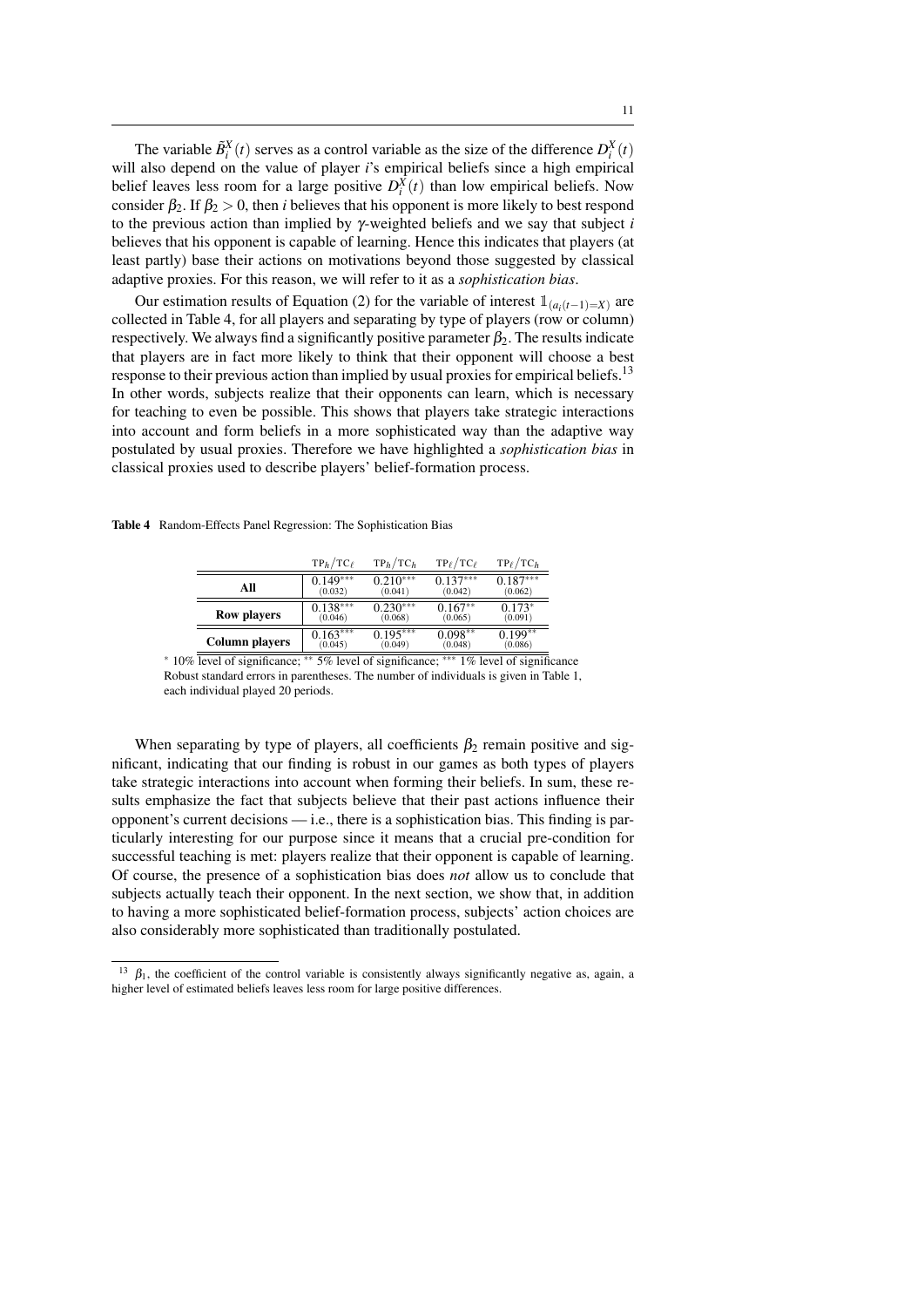The variable $\tilde{B}_i^X(t)$ serves as a control variable as the size of the difference $D_i^X(t)$ will also depend on the value of player $i$'s empirical beliefs since a high empirical belief leaves less room for a large positive $D_i^X(t)$ than low empirical beliefs. Now consider $\beta_2$. If $\beta_2 > 0$, then $i$ believes that his opponent is more likely to best respond to the previous action than implied by $\gamma$-weighted beliefs and we say that subject $i$ believes that his opponent is capable of learning. Hence this indicates that players (at least partly) base their actions on motivations beyond those suggested by classical adaptive proxies. For this reason, we will refer to it as a *sophistication bias*.

Our estimation results of Equation (2) for the variable of interest $\mathbb{1}_{(a_i(t-1)=X)}$ are collected in Table 4, for all players and separating by type of players (row or column) respectively. We always find a significantly positive parameter $\beta_2$. The results indicate that players are in fact more likely to think that their opponent will choose a best response to their previous action than implied by usual proxies for empirical beliefs.[13] In other words, subjects realize that their opponents can learn, which is necessary for teaching to even be possible. This shows that players take strategic interactions into account and form beliefs in a more sophisticated way than the adaptive way postulated by usual proxies. Therefore we have highlighted a *sophistication bias* in classical proxies used to describe players' belief-formation process.

**Table 4** Random-Effects Panel Regression: The Sophistication Bias

| | $\text{TP}_h/\text{TC}_\ell$ | $\text{TP}_h/\text{TC}_h$ | $\text{TP}_\ell/\text{TC}_\ell$ | $\text{TP}_\ell/\text{TC}_h$ |
|---|---|---|---|---|
| **All** | $0.149^{***}$ (0.032) | $0.210^{***}$ (0.041) | $0.137^{***}$ (0.042) | $0.187^{***}$ (0.062) |
| **Row players** | $0.138^{***}$ (0.046) | $0.230^{***}$ (0.068) | $0.167^{**}$ (0.065) | $0.173^{*}$ (0.091) |
| **Column players** | $0.163^{***}$ (0.045) | $0.195^{***}$ (0.049) | $0.098^{**}$ (0.048) | $0.199^{**}$ (0.086) |

$^{*}$ 10% level of significance; $^{**}$ 5% level of significance; $^{***}$ 1% level of significance
Robust standard errors in parentheses. The number of individuals is given in Table 1, each individual played 20 periods.

When separating by type of players, all coefficients $\beta_2$ remain positive and significant, indicating that our finding is robust in our games as both types of players take strategic interactions into account when forming their beliefs. In sum, these results emphasize the fact that subjects believe that their past actions influence their opponent's current decisions — i.e., there is a sophistication bias. This finding is particularly interesting for our purpose since it means that a crucial pre-condition for successful teaching is met: players realize that their opponent is capable of learning. Of course, the presence of a sophistication bias does *not* allow us to conclude that subjects actually teach their opponent. In the next section, we show that, in addition to having a more sophisticated belief-formation process, subjects' action choices are also considerably more sophisticated than traditionally postulated.

[13] $\beta_1$, the coefficient of the control variable is consistently always significantly negative as, again, a higher level of estimated beliefs leaves less room for large positive differences.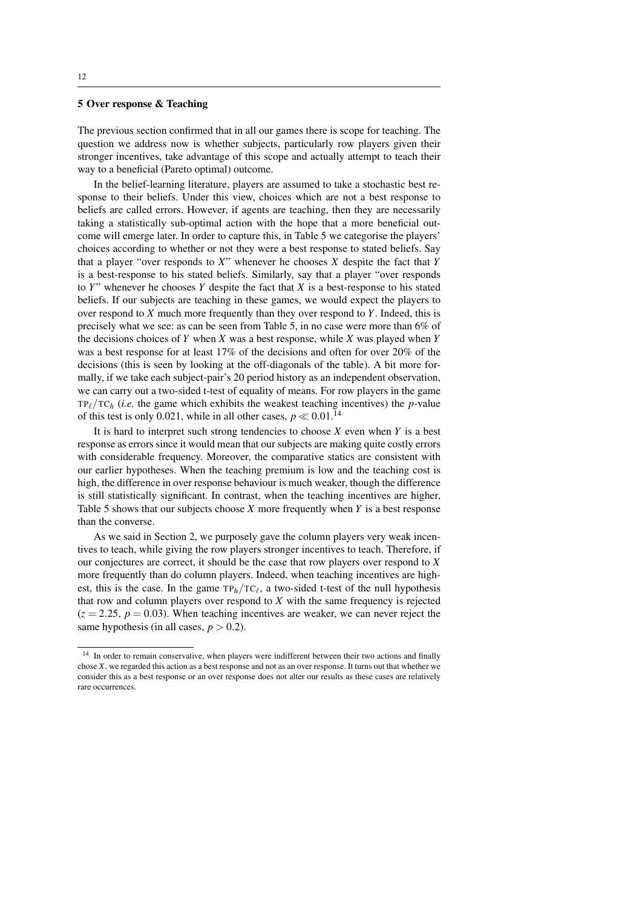## 5 Over response & Teaching

The previous section confirmed that in all our games there is scope for teaching. The question we address now is whether subjects, particularly row players given their stronger incentives, take advantage of this scope and actually attempt to teach their way to a beneficial (Pareto optimal) outcome.

In the belief-learning literature, players are assumed to take a stochastic best response to their beliefs. Under this view, choices which are not a best response to beliefs are called errors. However, if agents are teaching, then they are necessarily taking a statistically sub-optimal action with the hope that a more beneficial outcome will emerge later. In order to capture this, in Table 5 we categorise the players' choices according to whether or not they were a best response to stated beliefs. Say that a player "over responds to $X$" whenever he chooses $X$ despite the fact that $Y$ is a best-response to his stated beliefs. Similarly, say that a player "over responds to $Y$" whenever he chooses $Y$ despite the fact that $X$ is a best-response to his stated beliefs. If our subjects are teaching in these games, we would expect the players to over respond to $X$ much more frequently than they over respond to $Y$. Indeed, this is precisely what we see: as can be seen from Table 5, in no case were more than 6% of the decisions choices of $Y$ when $X$ was a best response, while $X$ was played when $Y$ was a best response for at least 17% of the decisions and often for over 20% of the decisions (this is seen by looking at the off-diagonals of the table). A bit more formally, if we take each subject-pair's 20 period history as an independent observation, we can carry out a two-sided t-test of equality of means. For row players in the game $\text{TP}_\ell/\text{TC}_h$ (*i.e.* the game which exhibits the weakest teaching incentives) the $p$-value of this test is only 0.021, while in all other cases, $p \ll 0.01$.[14]

It is hard to interpret such strong tendencies to choose $X$ even when $Y$ is a best response as errors since it would mean that our subjects are making quite costly errors with considerable frequency. Moreover, the comparative statics are consistent with our earlier hypotheses. When the teaching premium is low and the teaching cost is high, the difference in over response behaviour is much weaker, though the difference is still statistically significant. In contrast, when the teaching incentives are higher, Table 5 shows that our subjects choose $X$ more frequently when $Y$ is a best response than the converse.

As we said in Section 2, we purposely gave the column players very weak incentives to teach, while giving the row players stronger incentives to teach. Therefore, if our conjectures are correct, it should be the case that row players over respond to $X$ more frequently than do column players. Indeed, when teaching incentives are highest, this is the case. In the game $\text{TP}_h/\text{TC}_\ell$, a two-sided t-test of the null hypothesis that row and column players over respond to $X$ with the same frequency is rejected ($z = 2.25$, $p = 0.03$). When teaching incentives are weaker, we can never reject the same hypothesis (in all cases, $p > 0.2$).

[14] In order to remain conservative, when players were indifferent between their two actions and finally chose $X$, we regarded this action as a best response and not as an over response. It turns out that whether we consider this as a best response or an over response does not alter our results as these cases are relatively rare occurrences.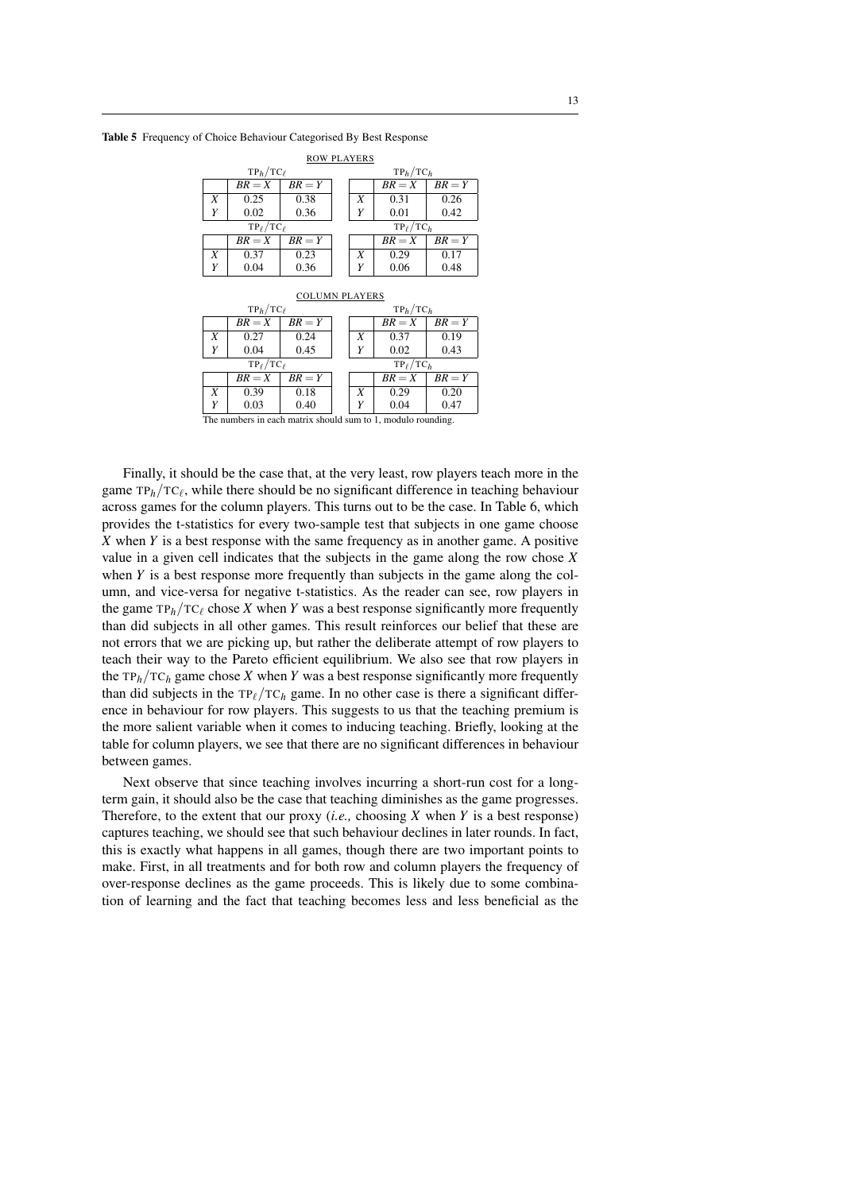**Table 5** Frequency of Choice Behaviour Categorised By Best Response

ROW PLAYERS

| $\text{TP}_h/\text{TC}_\ell$ | $BR=X$ | $BR=Y$ |
|---|---|---|
| $X$ | 0.25 | 0.38 |
| $Y$ | 0.02 | 0.36 |

| $\text{TP}_h/\text{TC}_h$ | $BR=X$ | $BR=Y$ |
|---|---|---|
| $X$ | 0.31 | 0.26 |
| $Y$ | 0.01 | 0.42 |

| $\text{TP}_\ell/\text{TC}_\ell$ | $BR=X$ | $BR=Y$ |
|---|---|---|
| $X$ | 0.37 | 0.23 |
| $Y$ | 0.04 | 0.36 |

| $\text{TP}_\ell/\text{TC}_h$ | $BR=X$ | $BR=Y$ |
|---|---|---|
| $X$ | 0.29 | 0.17 |
| $Y$ | 0.06 | 0.48 |

COLUMN PLAYERS

| $\text{TP}_h/\text{TC}_\ell$ | $BR=X$ | $BR=Y$ |
|---|---|---|
| $X$ | 0.27 | 0.24 |
| $Y$ | 0.04 | 0.45 |

| $\text{TP}_h/\text{TC}_h$ | $BR=X$ | $BR=Y$ |
|---|---|---|
| $X$ | 0.37 | 0.19 |
| $Y$ | 0.02 | 0.43 |

| $\text{TP}_\ell/\text{TC}_\ell$ | $BR=X$ | $BR=Y$ |
|---|---|---|
| $X$ | 0.39 | 0.18 |
| $Y$ | 0.03 | 0.40 |

| $\text{TP}_\ell/\text{TC}_h$ | $BR=X$ | $BR=Y$ |
|---|---|---|
| $X$ | 0.29 | 0.20 |
| $Y$ | 0.04 | 0.47 |

The numbers in each matrix should sum to 1, modulo rounding.

Finally, it should be the case that, at the very least, row players teach more in the game $\text{TP}_h/\text{TC}_\ell$, while there should be no significant difference in teaching behaviour across games for the column players. This turns out to be the case. In Table 6, which provides the t-statistics for every two-sample test that subjects in one game choose $X$ when $Y$ is a best response with the same frequency as in another game. A positive value in a given cell indicates that the subjects in the game along the row chose $X$ when $Y$ is a best response more frequently than subjects in the game along the column, and vice-versa for negative t-statistics. As the reader can see, row players in the game $\text{TP}_h/\text{TC}_\ell$ chose $X$ when $Y$ was a best response significantly more frequently than did subjects in all other games. This result reinforces our belief that these are not errors that we are picking up, but rather the deliberate attempt of row players to teach their way to the Pareto efficient equilibrium. We also see that row players in the $\text{TP}_h/\text{TC}_h$ game chose $X$ when $Y$ was a best response significantly more frequently than did subjects in the $\text{TP}_\ell/\text{TC}_h$ game. In no other case is there a significant difference in behaviour for row players. This suggests to us that the teaching premium is the more salient variable when it comes to inducing teaching. Briefly, looking at the table for column players, we see that there are no significant differences in behaviour between games.

Next observe that since teaching involves incurring a short-run cost for a long-term gain, it should also be the case that teaching diminishes as the game progresses. Therefore, to the extent that our proxy (*i.e.,* choosing $X$ when $Y$ is a best response) captures teaching, we should see that such behaviour declines in later rounds. In fact, this is exactly what happens in all games, though there are two important points to make. First, in all treatments and for both row and column players the frequency of over-response declines as the game proceeds. This is likely due to some combination of learning and the fact that teaching becomes less and less beneficial as the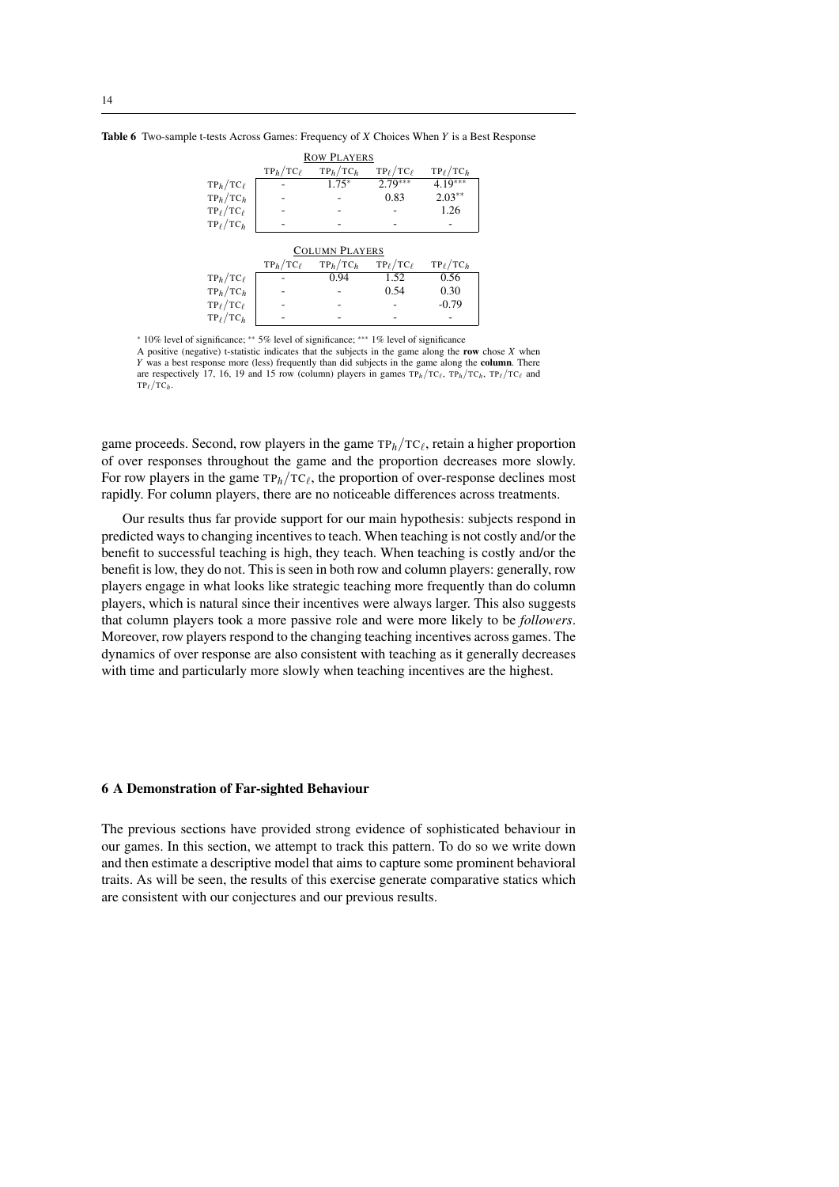**Table 6** Two-sample t-tests Across Games: Frequency of $X$ Choices When $Y$ is a Best Response

ROW PLAYERS

| | $\text{TP}_h/\text{TC}_\ell$ | $\text{TP}_h/\text{TC}_h$ | $\text{TP}_\ell/\text{TC}_\ell$ | $\text{TP}_\ell/\text{TC}_h$ |
|---|---|---|---|---|
| $\text{TP}_h/\text{TC}_\ell$ | - | $1.75^{*}$ | $2.79^{***}$ | $4.19^{***}$ |
| $\text{TP}_h/\text{TC}_h$ | - | - | 0.83 | $2.03^{**}$ |
| $\text{TP}_\ell/\text{TC}_\ell$ | - | - | - | 1.26 |
| $\text{TP}_\ell/\text{TC}_h$ | - | - | - | - |

COLUMN PLAYERS

| | $\text{TP}_h/\text{TC}_\ell$ | $\text{TP}_h/\text{TC}_h$ | $\text{TP}_\ell/\text{TC}_\ell$ | $\text{TP}_\ell/\text{TC}_h$ |
|---|---|---|---|---|
| $\text{TP}_h/\text{TC}_\ell$ | - | 0.94 | 1.52 | 0.56 |
| $\text{TP}_h/\text{TC}_h$ | - | - | 0.54 | 0.30 |
| $\text{TP}_\ell/\text{TC}_\ell$ | - | - | - | -0.79 |
| $\text{TP}_\ell/\text{TC}_h$ | - | - | - | - |

$^{*}$ 10% level of significance; $^{**}$ 5% level of significance; $^{***}$ 1% level of significance

A positive (negative) t-statistic indicates that the subjects in the game along the **row** chose $X$ when $Y$ was a best response more (less) frequently than did subjects in the game along the **column**. There are respectively 17, 16, 19 and 15 row (column) players in games $\text{TP}_h/\text{TC}_\ell$, $\text{TP}_h/\text{TC}_h$, $\text{TP}_\ell/\text{TC}_\ell$ and $\text{TP}_\ell/\text{TC}_h$.

game proceeds. Second, row players in the game $\text{TP}_h/\text{TC}_\ell$, retain a higher proportion of over responses throughout the game and the proportion decreases more slowly. For row players in the game $\text{TP}_h/\text{TC}_\ell$, the proportion of over-response declines most rapidly. For column players, there are no noticeable differences across treatments.

Our results thus far provide support for our main hypothesis: subjects respond in predicted ways to changing incentives to teach. When teaching is not costly and/or the benefit to successful teaching is high, they teach. When teaching is costly and/or the benefit is low, they do not. This is seen in both row and column players: generally, row players engage in what looks like strategic teaching more frequently than do column players, which is natural since their incentives were always larger. This also suggests that column players took a more passive role and were more likely to be *followers*. Moreover, row players respond to the changing teaching incentives across games. The dynamics of over response are also consistent with teaching as it generally decreases with time and particularly more slowly when teaching incentives are the highest.

## 6 A Demonstration of Far-sighted Behaviour

The previous sections have provided strong evidence of sophisticated behaviour in our games. In this section, we attempt to track this pattern. To do so we write down and then estimate a descriptive model that aims to capture some prominent behavioral traits. As will be seen, the results of this exercise generate comparative statics which are consistent with our conjectures and our previous results.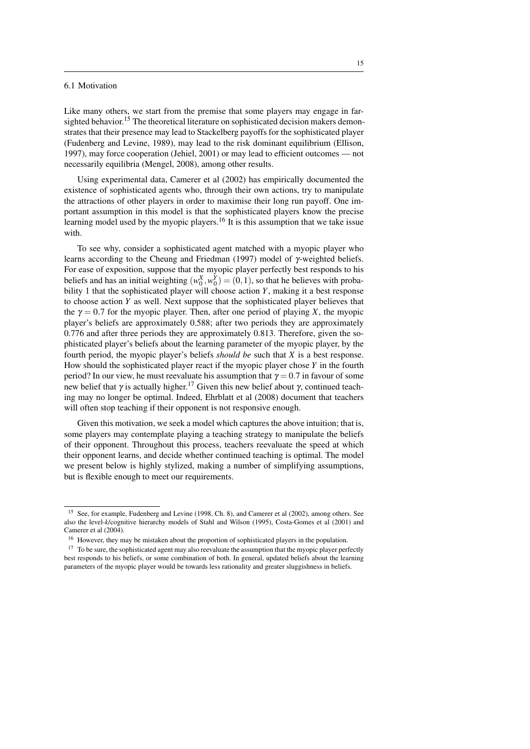### 6.1 Motivation

Like many others, we start from the premise that some players may engage in far-sighted behavior.[15] The theoretical literature on sophisticated decision makers demonstrates that their presence may lead to Stackelberg payoffs for the sophisticated player (Fudenberg and Levine, 1989), may lead to the risk dominant equilibrium (Ellison, 1997), may force cooperation (Jehiel, 2001) or may lead to efficient outcomes — not necessarily equilibria (Mengel, 2008), among other results.

Using experimental data, Camerer et al (2002) has empirically documented the existence of sophisticated agents who, through their own actions, try to manipulate the attractions of other players in order to maximise their long run payoff. One important assumption in this model is that the sophisticated players know the precise learning model used by the myopic players.[16] It is this assumption that we take issue with.

To see why, consider a sophisticated agent matched with a myopic player who learns according to the Cheung and Friedman (1997) model of $\gamma$-weighted beliefs. For ease of exposition, suppose that the myopic player perfectly best responds to his beliefs and has an initial weighting $(w_0^X, w_0^Y) = (0, 1)$, so that he believes with probability 1 that the sophisticated player will choose action $Y$, making it a best response to choose action $Y$ as well. Next suppose that the sophisticated player believes that the $\gamma = 0.7$ for the myopic player. Then, after one period of playing $X$, the myopic player's beliefs are approximately 0.588; after two periods they are approximately 0.776 and after three periods they are approximately 0.813. Therefore, given the sophisticated player's beliefs about the learning parameter of the myopic player, by the fourth period, the myopic player's beliefs *should be* such that $X$ is a best response. How should the sophisticated player react if the myopic player chose $Y$ in the fourth period? In our view, he must reevaluate his assumption that $\gamma = 0.7$ in favour of some new belief that $\gamma$ is actually higher.[17] Given this new belief about $\gamma$, continued teaching may no longer be optimal. Indeed, Ehrblatt et al (2008) document that teachers will often stop teaching if their opponent is not responsive enough.

Given this motivation, we seek a model which captures the above intuition; that is, some players may contemplate playing a teaching strategy to manipulate the beliefs of their opponent. Throughout this process, teachers reevaluate the speed at which their opponent learns, and decide whether continued teaching is optimal. The model we present below is highly stylized, making a number of simplifying assumptions, but is flexible enough to meet our requirements.

---

[15] See, for example, Fudenberg and Levine (1998, Ch. 8), and Camerer et al (2002), among others. See also the level-*k*/cognitive hierarchy models of Stahl and Wilson (1995), Costa-Gomes et al (2001) and Camerer et al (2004).

[16] However, they may be mistaken about the proportion of sophisticated players in the population.

[17] To be sure, the sophisticated agent may also reevaluate the assumption that the myopic player perfectly best responds to his beliefs, or some combination of both. In general, updated beliefs about the learning parameters of the myopic player would be towards less rationality and greater sluggishness in beliefs.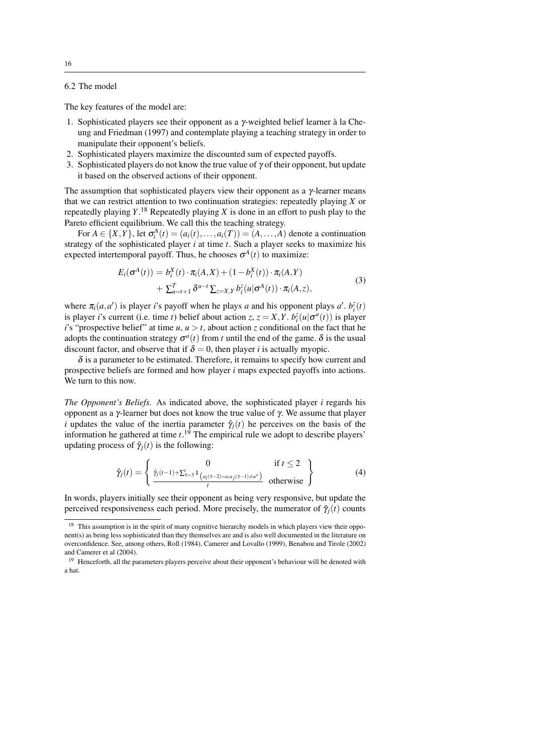### 6.2 The model

The key features of the model are:

1. Sophisticated players see their opponent as a $\gamma$-weighted belief learner à la Cheung and Friedman (1997) and contemplate playing a teaching strategy in order to manipulate their opponent's beliefs.
2. Sophisticated players maximize the discounted sum of expected payoffs.
3. Sophisticated players do not know the true value of $\gamma$ of their opponent, but update it based on the observed actions of their opponent.

The assumption that sophisticated players view their opponent as a $\gamma$-learner means that we can restrict attention to two continuation strategies: repeatedly playing $X$ or repeatedly playing $Y$.[18] Repeatedly playing $X$ is done in an effort to push play to the Pareto efficient equilibrium. We call this the teaching strategy.

For $A \in \{X,Y\}$, let $\sigma_i^A(t) = (a_i(t), \ldots, a_i(T)) = (A, \ldots, A)$ denote a continuation strategy of the sophisticated player $i$ at time $t$. Such a player seeks to maximize his expected intertemporal payoff. Thus, he chooses $\sigma^A(t)$ to maximize:

$$
\begin{aligned}
E_i(\sigma^A(t)) &= b_i^X(t) \cdot \pi_i(A,X) + (1 - b_i^X(t)) \cdot \pi_i(A,Y) \\
&\quad + \textstyle\sum_{u=t+1}^{T} \delta^{u-t} \sum_{z=X,Y} b_i^z(u|\sigma^A(t)) \cdot \pi_i(A,z),
\end{aligned}
\tag{3}
$$

where $\pi_i(a,a')$ is player $i$'s payoff when he plays $a$ and his opponent plays $a'$. $b_i^z(t)$ is player $i$'s current (i.e. time $t$) belief about action $z$, $z = X,Y$. $b_i^z(u|\sigma^a(t))$ is player $i$'s "prospective belief" at time $u$, $u > t$, about action $z$ conditional on the fact that he adopts the continuation strategy $\sigma^a(t)$ from $t$ until the end of the game. $\delta$ is the usual discount factor, and observe that if $\delta = 0$, then player $i$ is actually myopic.

$\delta$ is a parameter to be estimated. Therefore, it remains to specify how current and prospective beliefs are formed and how player $i$ maps expected payoffs into actions. We turn to this now.

*The Opponent's Beliefs.* As indicated above, the sophisticated player $i$ regards his opponent as a $\gamma$-learner but does not know the true value of $\gamma$. We assume that player $i$ updates the value of the inertia parameter $\hat{\gamma}_j(t)$ he perceives on the basis of the information he gathered at time $t$.[19] The empirical rule we adopt to describe players' updating process of $\hat{\gamma}_j(t)$ is the following:

$$
\hat{\gamma}_j(t) = \left\{ \begin{array}{cc} 0 & \text{if } t \leq 2 \\ \frac{\hat{\gamma}_j(t-1) + \sum_{\tau=3}^{t} \mathbb{1}\left(a_i(\tau-2)=a, a_j(\tau-1) \neq a^*\right)}{t} & \text{otherwise} \end{array} \right\}
\tag{4}
$$

In words, players initially see their opponent as being very responsive, but update the perceived responsiveness each period. More precisely, the numerator of $\hat{\gamma}_j(t)$ counts

---

[18] This assumption is in the spirit of many cognitive hierarchy models in which players view their opponent(s) as being less sophisticated than they themselves are and is also well documented in the literature on overconfidence. See, among others, Roll (1984), Camerer and Lovallo (1999), Benabou and Tirole (2002) and Camerer et al (2004).

[19] Henceforth, all the parameters players perceive about their opponent's behaviour will be denoted with a hat.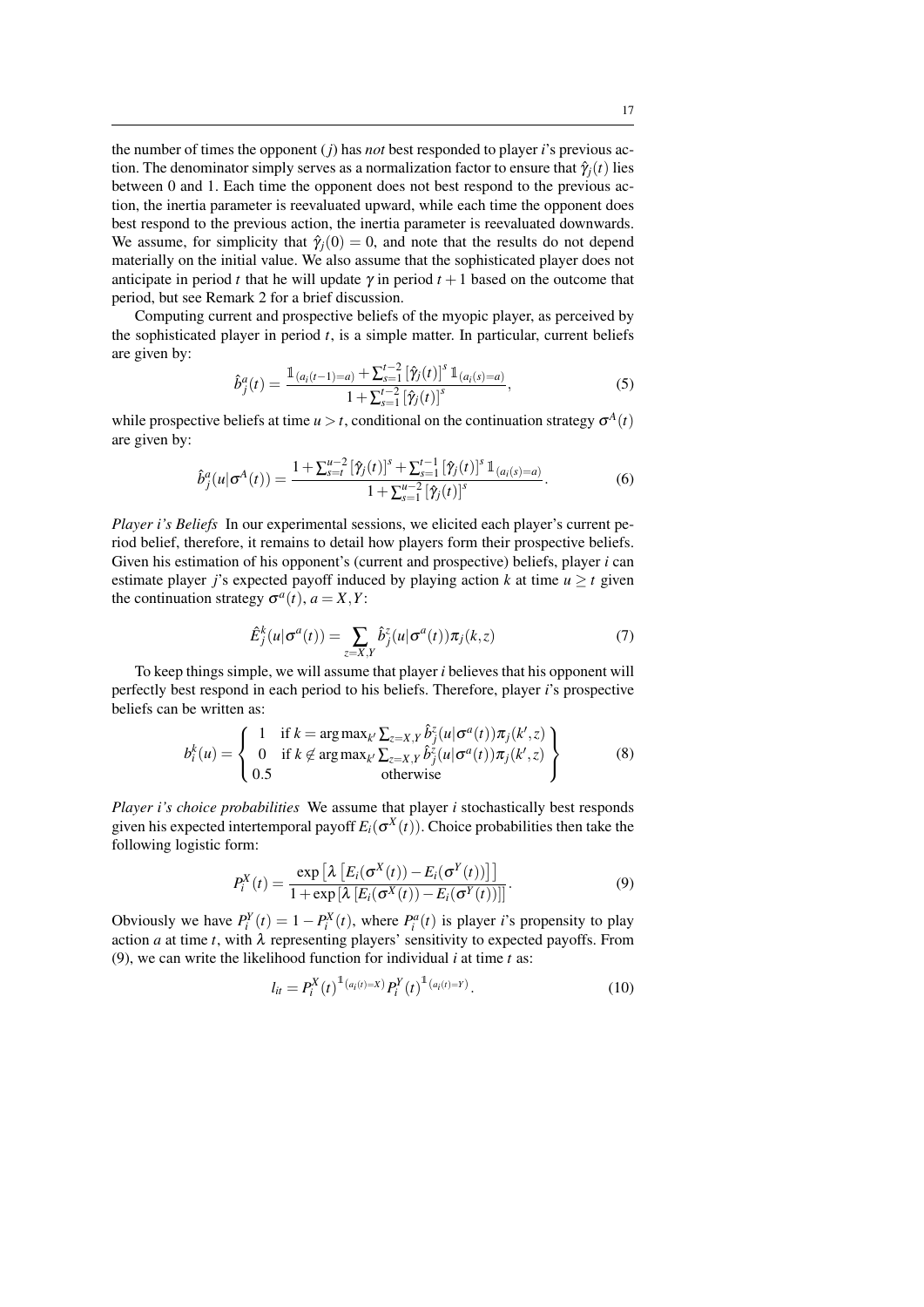the number of times the opponent ($j$) has *not* best responded to player $i$'s previous action. The denominator simply serves as a normalization factor to ensure that $\hat{\gamma}_j(t)$ lies between 0 and 1. Each time the opponent does not best respond to the previous action, the inertia parameter is reevaluated upward, while each time the opponent does best respond to the previous action, the inertia parameter is reevaluated downwards. We assume, for simplicity that $\hat{\gamma}_j(0) = 0$, and note that the results do not depend materially on the initial value. We also assume that the sophisticated player does not anticipate in period $t$ that he will update $\gamma$ in period $t+1$ based on the outcome that period, but see Remark 2 for a brief discussion.

Computing current and prospective beliefs of the myopic player, as perceived by the sophisticated player in period $t$, is a simple matter. In particular, current beliefs are given by:

$$\hat{b}_j^a(t) = \frac{\mathbb{1}_{(a_i(t-1)=a)} + \sum_{s=1}^{t-2} [\hat{\gamma}_j(t)]^s \, \mathbb{1}_{(a_i(s)=a)}}{1 + \sum_{s=1}^{t-2} [\hat{\gamma}_j(t)]^s}, \tag{5}$$

while prospective beliefs at time $u > t$, conditional on the continuation strategy $\sigma^A(t)$ are given by:

$$\hat{b}_j^a(u|\sigma^A(t)) = \frac{1 + \sum_{s=t}^{u-2} [\hat{\gamma}_j(t)]^s + \sum_{s=1}^{t-1} [\hat{\gamma}_j(t)]^s \, \mathbb{1}_{(a_i(s)=a)}}{1 + \sum_{s=1}^{u-2} [\hat{\gamma}_j(t)]^s}. \tag{6}$$

*Player i's Beliefs* In our experimental sessions, we elicited each player's current period belief, therefore, it remains to detail how players form their prospective beliefs. Given his estimation of his opponent's (current and prospective) beliefs, player $i$ can estimate player $j$'s expected payoff induced by playing action $k$ at time $u \geq t$ given the continuation strategy $\sigma^a(t)$, $a = X, Y$:

$$\hat{E}_j^k(u|\sigma^a(t)) = \sum_{z=X,Y} \hat{b}_j^z(u|\sigma^a(t)) \pi_j(k,z) \tag{7}$$

To keep things simple, we will assume that player $i$ believes that his opponent will perfectly best respond in each period to his beliefs. Therefore, player $i$'s prospective beliefs can be written as:

$$b_i^k(u) = \left\{ \begin{array}{ll} 1 & \text{if } k = \arg\max_{k'} \sum_{z=X,Y} \hat{b}_j^z(u|\sigma^a(t)) \pi_j(k',z) \\ 0 & \text{if } k \notin \arg\max_{k'} \sum_{z=X,Y} \hat{b}_j^z(u|\sigma^a(t)) \pi_j(k',z) \\ 0.5 & \text{otherwise} \end{array} \right\} \tag{8}$$

*Player i's choice probabilities* We assume that player $i$ stochastically best responds given his expected intertemporal payoff $E_i(\sigma^X(t))$. Choice probabilities then take the following logistic form:

$$P_i^X(t) = \frac{\exp\left[\lambda \left[E_i(\sigma^X(t)) - E_i(\sigma^Y(t))\right]\right]}{1 + \exp\left[\lambda \left[E_i(\sigma^X(t)) - E_i(\sigma^Y(t))\right]\right]}. \tag{9}$$

Obviously we have $P_i^Y(t) = 1 - P_i^X(t)$, where $P_i^a(t)$ is player $i$'s propensity to play action $a$ at time $t$, with $\lambda$ representing players' sensitivity to expected payoffs. From (9), we can write the likelihood function for individual $i$ at time $t$ as:

$$l_{it} = P_i^X(t)^{\mathbb{1}_{(a_i(t)=X)}} P_i^Y(t)^{\mathbb{1}_{(a_i(t)=Y)}}. \tag{10}$$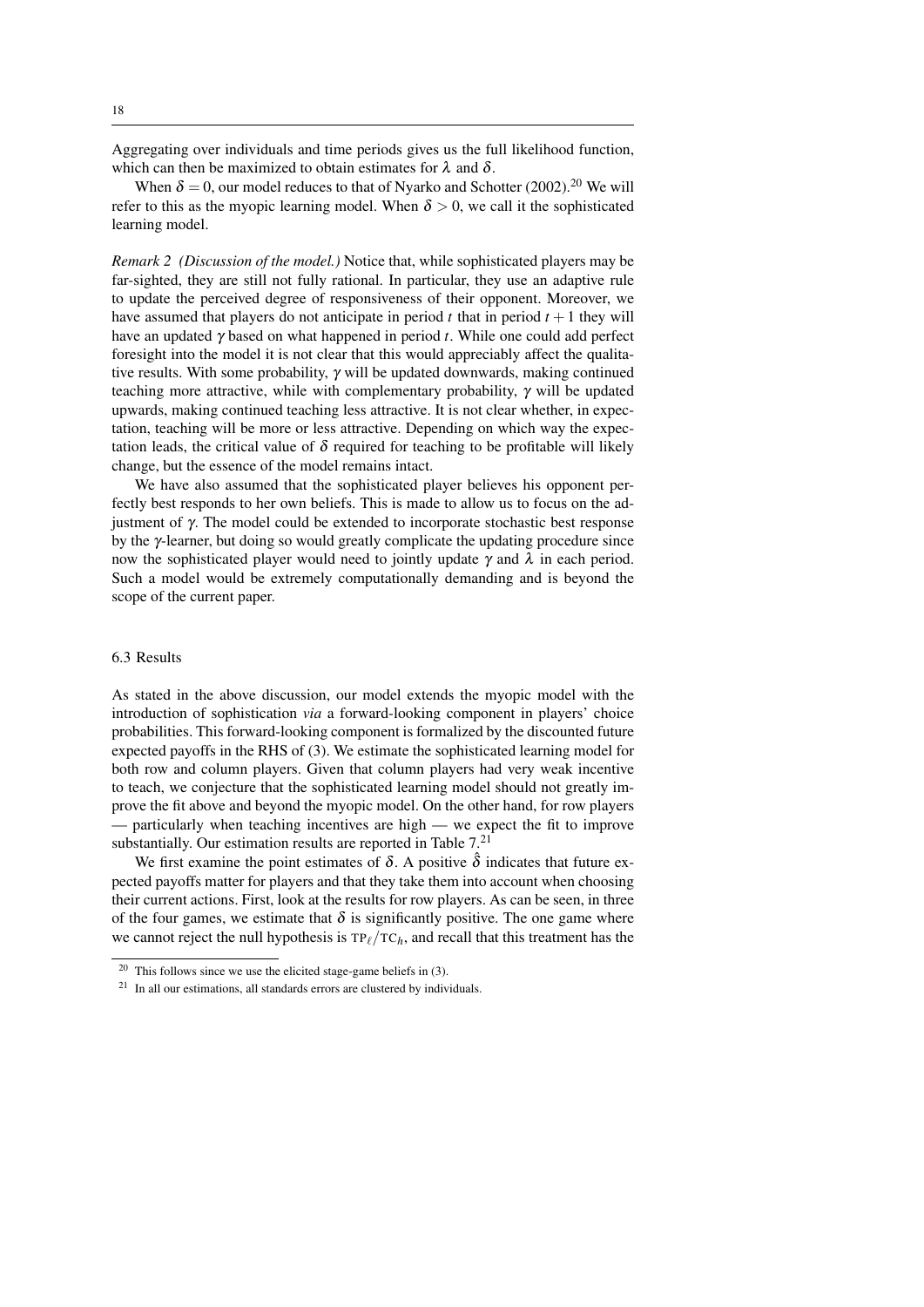Aggregating over individuals and time periods gives us the full likelihood function, which can then be maximized to obtain estimates for $\lambda$ and $\delta$.

When $\delta = 0$, our model reduces to that of Nyarko and Schotter (2002).[20] We will refer to this as the myopic learning model. When $\delta > 0$, we call it the sophisticated learning model.

*Remark 2 (Discussion of the model.)* Notice that, while sophisticated players may be far-sighted, they are still not fully rational. In particular, they use an adaptive rule to update the perceived degree of responsiveness of their opponent. Moreover, we have assumed that players do not anticipate in period $t$ that in period $t+1$ they will have an updated $\gamma$ based on what happened in period $t$. While one could add perfect foresight into the model it is not clear that this would appreciably affect the qualitative results. With some probability, $\gamma$ will be updated downwards, making continued teaching more attractive, while with complementary probability, $\gamma$ will be updated upwards, making continued teaching less attractive. It is not clear whether, in expectation, teaching will be more or less attractive. Depending on which way the expectation leads, the critical value of $\delta$ required for teaching to be profitable will likely change, but the essence of the model remains intact.

We have also assumed that the sophisticated player believes his opponent perfectly best responds to her own beliefs. This is made to allow us to focus on the adjustment of $\gamma$. The model could be extended to incorporate stochastic best response by the $\gamma$-learner, but doing so would greatly complicate the updating procedure since now the sophisticated player would need to jointly update $\gamma$ and $\lambda$ in each period. Such a model would be extremely computationally demanding and is beyond the scope of the current paper.

### 6.3 Results

As stated in the above discussion, our model extends the myopic model with the introduction of sophistication *via* a forward-looking component in players' choice probabilities. This forward-looking component is formalized by the discounted future expected payoffs in the RHS of (3). We estimate the sophisticated learning model for both row and column players. Given that column players had very weak incentive to teach, we conjecture that the sophisticated learning model should not greatly improve the fit above and beyond the myopic model. On the other hand, for row players — particularly when teaching incentives are high — we expect the fit to improve substantially. Our estimation results are reported in Table 7.[21]

We first examine the point estimates of $\delta$. A positive $\hat{\delta}$ indicates that future expected payoffs matter for players and that they take them into account when choosing their current actions. First, look at the results for row players. As can be seen, in three of the four games, we estimate that $\delta$ is significantly positive. The one game where we cannot reject the null hypothesis is $\text{TP}_\ell/\text{TC}_h$, and recall that this treatment has the

[20] This follows since we use the elicited stage-game beliefs in (3).

[21] In all our estimations, all standards errors are clustered by individuals.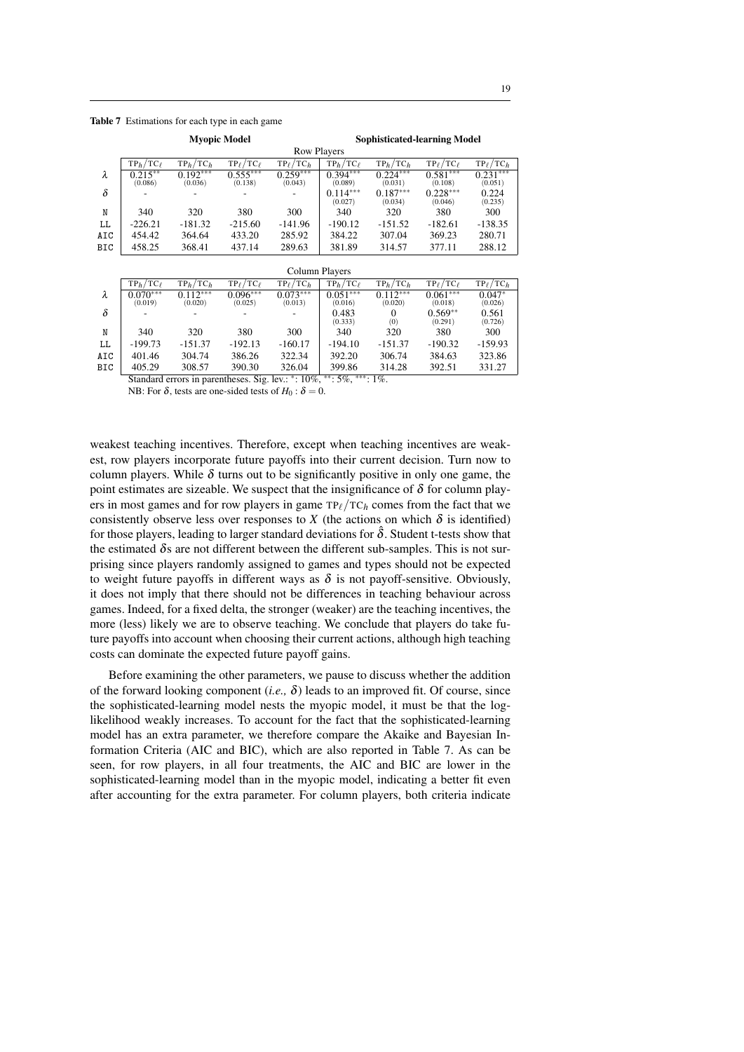**Table 7** Estimations for each type in each game

| | **Myopic Model** | | | | **Sophisticated-learning Model** | | | |
|---|---|---|---|---|---|---|---|---|
| | Row Players | | | | | | | |
| | $\text{TP}_h/\text{TC}_\ell$ | $\text{TP}_h/\text{TC}_h$ | $\text{TP}_\ell/\text{TC}_\ell$ | $\text{TP}_\ell/\text{TC}_h$ | $\text{TP}_h/\text{TC}_\ell$ | $\text{TP}_h/\text{TC}_h$ | $\text{TP}_\ell/\text{TC}_\ell$ | $\text{TP}_\ell/\text{TC}_h$ |
| $\lambda$ | $0.215^{**}$ (0.086) | $0.192^{***}$ (0.036) | $0.555^{***}$ (0.138) | $0.259^{***}$ (0.043) | $0.394^{***}$ (0.089) | $0.224^{***}$ (0.031) | $0.581^{***}$ (0.108) | $0.231^{***}$ (0.051) |
| $\delta$ | - | - | - | - | $0.114^{***}$ (0.027) | $0.187^{***}$ (0.034) | $0.228^{***}$ (0.046) | 0.224 (0.235) |
| N | 340 | 320 | 380 | 300 | 340 | 320 | 380 | 300 |
| LL | -226.21 | -181.32 | -215.60 | -141.96 | -190.12 | -151.52 | -182.61 | -138.35 |
| AIC | 454.42 | 364.64 | 433.20 | 285.92 | 384.22 | 307.04 | 369.23 | 280.71 |
| BIC | 458.25 | 368.41 | 437.14 | 289.63 | 381.89 | 314.57 | 377.11 | 288.12 |
| | Column Players | | | | | | | |
| | $\text{TP}_h/\text{TC}_\ell$ | $\text{TP}_h/\text{TC}_h$ | $\text{TP}_\ell/\text{TC}_\ell$ | $\text{TP}_\ell/\text{TC}_h$ | $\text{TP}_h/\text{TC}_\ell$ | $\text{TP}_h/\text{TC}_h$ | $\text{TP}_\ell/\text{TC}_\ell$ | $\text{TP}_\ell/\text{TC}_h$ |
| $\lambda$ | $0.070^{***}$ (0.019) | $0.112^{***}$ (0.020) | $0.096^{***}$ (0.025) | $0.073^{***}$ (0.013) | $0.051^{***}$ (0.016) | $0.112^{***}$ (0.020) | $0.061^{***}$ (0.018) | $0.047^{*}$ (0.026) |
| $\delta$ | - | - | - | - | 0.483 (0.333) | 0 (0) | $0.569^{**}$ (0.291) | 0.561 (0.726) |
| N | 340 | 320 | 380 | 300 | 340 | 320 | 380 | 300 |
| LL | -199.73 | -151.37 | -192.13 | -160.17 | -194.10 | -151.37 | -190.32 | -159.93 |
| AIC | 401.46 | 304.74 | 386.26 | 322.34 | 392.20 | 306.74 | 384.63 | 323.86 |
| BIC | 405.29 | 308.57 | 390.30 | 326.04 | 399.86 | 314.28 | 392.51 | 331.27 |

Standard errors in parentheses. Sig. lev.: *: 10%, **: 5%, ***: 1%.

NB: For $\delta$, tests are one-sided tests of $H_0 : \delta = 0$.

weakest teaching incentives. Therefore, except when teaching incentives are weakest, row players incorporate future payoffs into their current decision. Turn now to column players. While $\delta$ turns out to be significantly positive in only one game, the point estimates are sizeable. We suspect that the insignificance of $\delta$ for column players in most games and for row players in game $\text{TP}_\ell/\text{TC}_h$ comes from the fact that we consistently observe less over responses to $X$ (the actions on which $\delta$ is identified) for those players, leading to larger standard deviations for $\hat{\delta}$. Student t-tests show that the estimated $\delta$s are not different between the different sub-samples. This is not surprising since players randomly assigned to games and types should not be expected to weight future payoffs in different ways as $\delta$ is not payoff-sensitive. Obviously, it does not imply that there should not be differences in teaching behaviour across games. Indeed, for a fixed delta, the stronger (weaker) are the teaching incentives, the more (less) likely we are to observe teaching. We conclude that players do take future payoffs into account when choosing their current actions, although high teaching costs can dominate the expected future payoff gains.

Before examining the other parameters, we pause to discuss whether the addition of the forward looking component (*i.e.,* $\delta$) leads to an improved fit. Of course, since the sophisticated-learning model nests the myopic model, it must be that the log-likelihood weakly increases. To account for the fact that the sophisticated-learning model has an extra parameter, we therefore compare the Akaike and Bayesian Information Criteria (AIC and BIC), which are also reported in Table 7. As can be seen, for row players, in all four treatments, the AIC and BIC are lower in the sophisticated-learning model than in the myopic model, indicating a better fit even after accounting for the extra parameter. For column players, both criteria indicate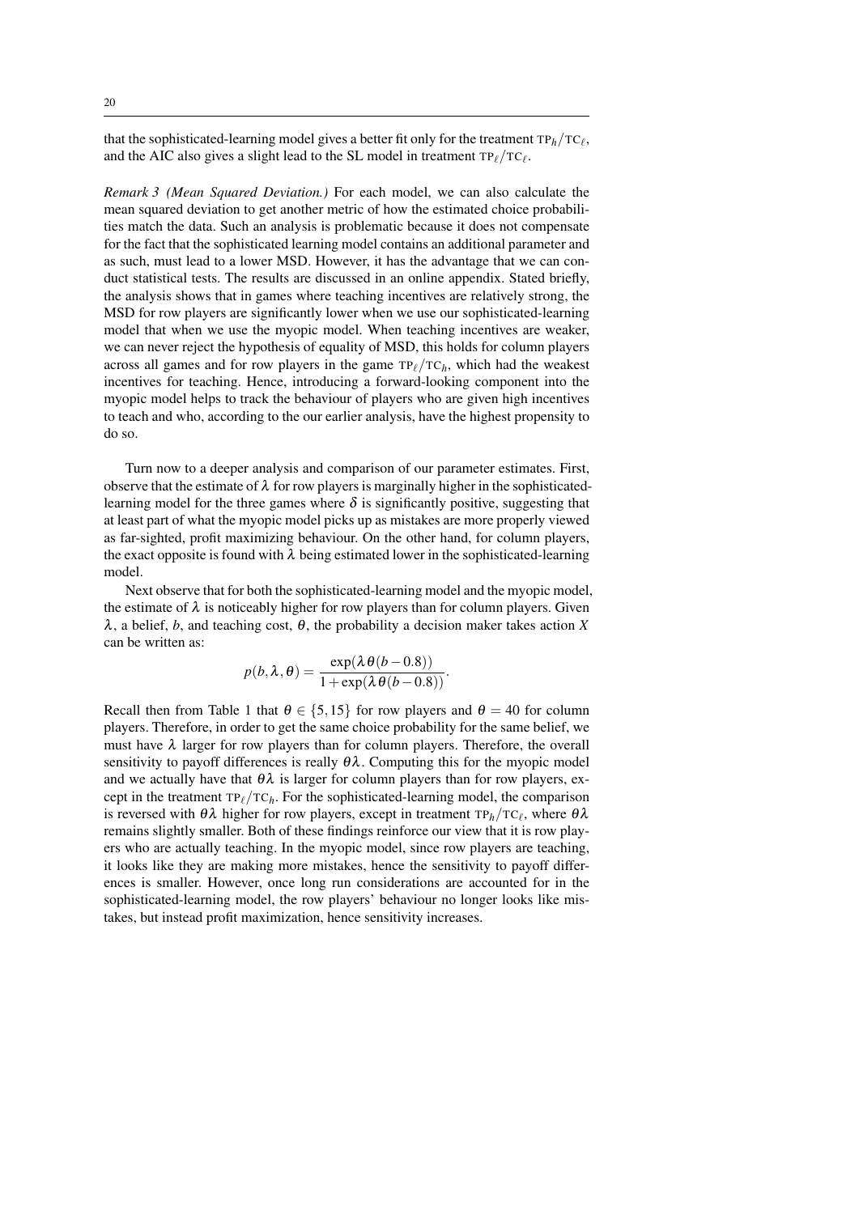that the sophisticated-learning model gives a better fit only for the treatment $\text{TP}_h/\text{TC}_\ell$, and the AIC also gives a slight lead to the SL model in treatment $\text{TP}_\ell/\text{TC}_\ell$.

*Remark 3 (Mean Squared Deviation.)* For each model, we can also calculate the mean squared deviation to get another metric of how the estimated choice probabilities match the data. Such an analysis is problematic because it does not compensate for the fact that the sophisticated learning model contains an additional parameter and as such, must lead to a lower MSD. However, it has the advantage that we can conduct statistical tests. The results are discussed in an online appendix. Stated briefly, the analysis shows that in games where teaching incentives are relatively strong, the MSD for row players are significantly lower when we use our sophisticated-learning model that when we use the myopic model. When teaching incentives are weaker, we can never reject the hypothesis of equality of MSD, this holds for column players across all games and for row players in the game $\text{TP}_\ell/\text{TC}_h$, which had the weakest incentives for teaching. Hence, introducing a forward-looking component into the myopic model helps to track the behaviour of players who are given high incentives to teach and who, according to the our earlier analysis, have the highest propensity to do so.

Turn now to a deeper analysis and comparison of our parameter estimates. First, observe that the estimate of $\lambda$ for row players is marginally higher in the sophisticated-learning model for the three games where $\delta$ is significantly positive, suggesting that at least part of what the myopic model picks up as mistakes are more properly viewed as far-sighted, profit maximizing behaviour. On the other hand, for column players, the exact opposite is found with $\lambda$ being estimated lower in the sophisticated-learning model.

Next observe that for both the sophisticated-learning model and the myopic model, the estimate of $\lambda$ is noticeably higher for row players than for column players. Given $\lambda$, a belief, $b$, and teaching cost, $\theta$, the probability a decision maker takes action $X$ can be written as:

$$p(b,\lambda,\theta) = \frac{\exp(\lambda\theta(b-0.8))}{1+\exp(\lambda\theta(b-0.8))}.$$

Recall then from Table 1 that $\theta \in \{5,15\}$ for row players and $\theta = 40$ for column players. Therefore, in order to get the same choice probability for the same belief, we must have $\lambda$ larger for row players than for column players. Therefore, the overall sensitivity to payoff differences is really $\theta\lambda$. Computing this for the myopic model and we actually have that $\theta\lambda$ is larger for column players than for row players, except in the treatment $\text{TP}_\ell/\text{TC}_h$. For the sophisticated-learning model, the comparison is reversed with $\theta\lambda$ higher for row players, except in treatment $\text{TP}_h/\text{TC}_\ell$, where $\theta\lambda$ remains slightly smaller. Both of these findings reinforce our view that it is row players who are actually teaching. In the myopic model, since row players are teaching, it looks like they are making more mistakes, hence the sensitivity to payoff differences is smaller. However, once long run considerations are accounted for in the sophisticated-learning model, the row players' behaviour no longer looks like mistakes, but instead profit maximization, hence sensitivity increases.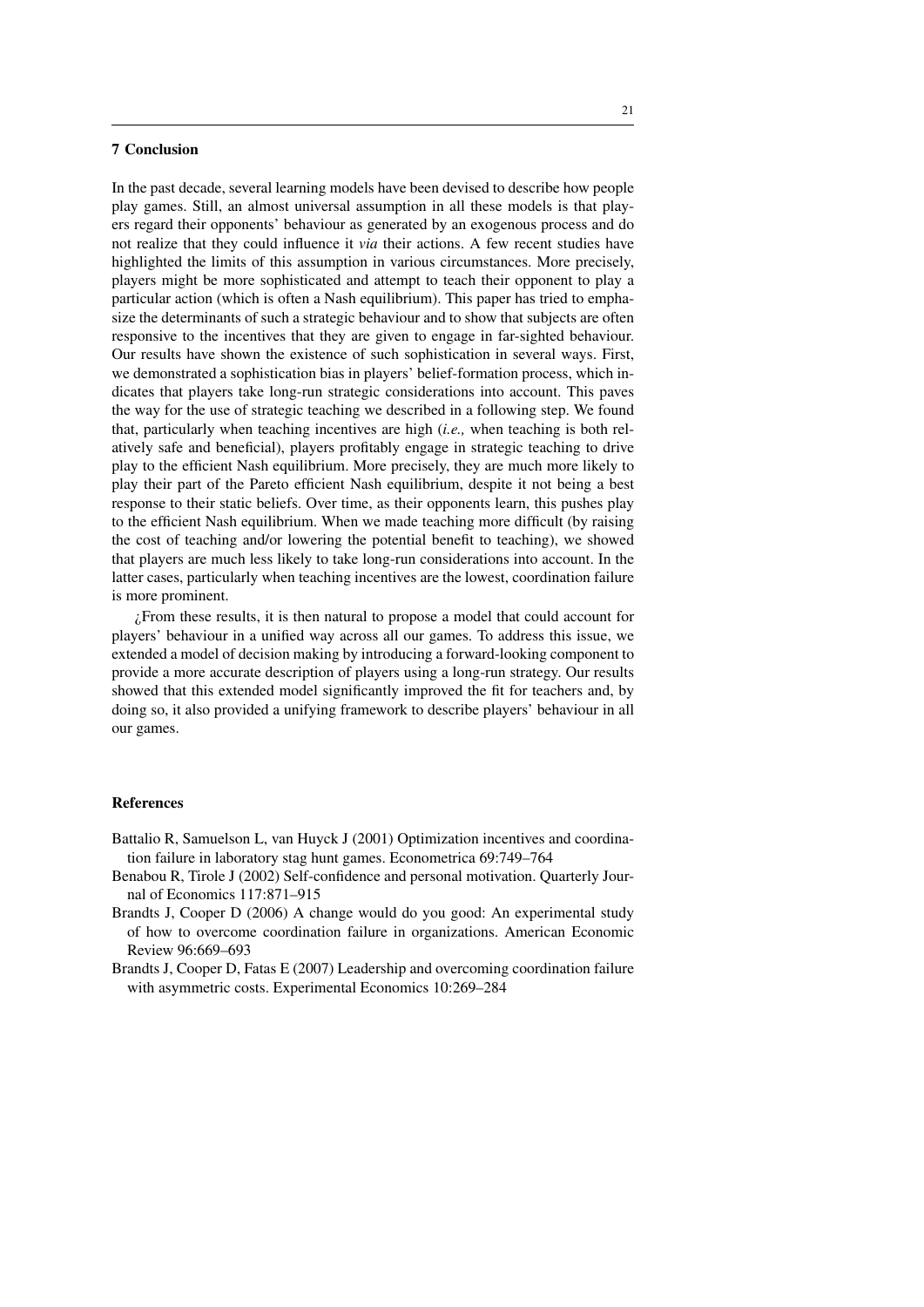## 7 Conclusion

In the past decade, several learning models have been devised to describe how people play games. Still, an almost universal assumption in all these models is that players regard their opponents' behaviour as generated by an exogenous process and do not realize that they could influence it *via* their actions. A few recent studies have highlighted the limits of this assumption in various circumstances. More precisely, players might be more sophisticated and attempt to teach their opponent to play a particular action (which is often a Nash equilibrium). This paper has tried to emphasize the determinants of such a strategic behaviour and to show that subjects are often responsive to the incentives that they are given to engage in far-sighted behaviour. Our results have shown the existence of such sophistication in several ways. First, we demonstrated a sophistication bias in players' belief-formation process, which indicates that players take long-run strategic considerations into account. This paves the way for the use of strategic teaching we described in a following step. We found that, particularly when teaching incentives are high (*i.e.,* when teaching is both relatively safe and beneficial), players profitably engage in strategic teaching to drive play to the efficient Nash equilibrium. More precisely, they are much more likely to play their part of the Pareto efficient Nash equilibrium, despite it not being a best response to their static beliefs. Over time, as their opponents learn, this pushes play to the efficient Nash equilibrium. When we made teaching more difficult (by raising the cost of teaching and/or lowering the potential benefit to teaching), we showed that players are much less likely to take long-run considerations into account. In the latter cases, particularly when teaching incentives are the lowest, coordination failure is more prominent.

¿From these results, it is then natural to propose a model that could account for players' behaviour in a unified way across all our games. To address this issue, we extended a model of decision making by introducing a forward-looking component to provide a more accurate description of players using a long-run strategy. Our results showed that this extended model significantly improved the fit for teachers and, by doing so, it also provided a unifying framework to describe players' behaviour in all our games.

## References

Battalio R, Samuelson L, van Huyck J (2001) Optimization incentives and coordination failure in laboratory stag hunt games. Econometrica 69:749–764

Benabou R, Tirole J (2002) Self-confidence and personal motivation. Quarterly Journal of Economics 117:871–915

Brandts J, Cooper D (2006) A change would do you good: An experimental study of how to overcome coordination failure in organizations. American Economic Review 96:669–693

Brandts J, Cooper D, Fatas E (2007) Leadership and overcoming coordination failure with asymmetric costs. Experimental Economics 10:269–284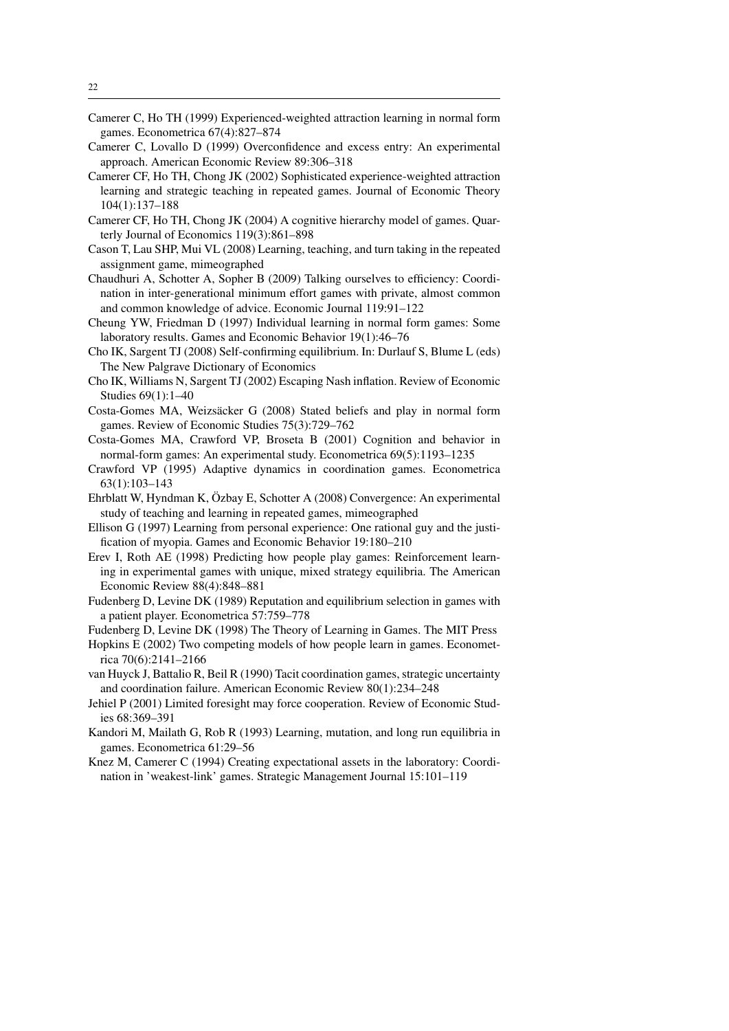Camerer C, Ho TH (1999) Experienced-weighted attraction learning in normal form games. Econometrica 67(4):827–874

Camerer C, Lovallo D (1999) Overconfidence and excess entry: An experimental approach. American Economic Review 89:306–318

Camerer CF, Ho TH, Chong JK (2002) Sophisticated experience-weighted attraction learning and strategic teaching in repeated games. Journal of Economic Theory 104(1):137–188

Camerer CF, Ho TH, Chong JK (2004) A cognitive hierarchy model of games. Quarterly Journal of Economics 119(3):861–898

Cason T, Lau SHP, Mui VL (2008) Learning, teaching, and turn taking in the repeated assignment game, mimeographed

Chaudhuri A, Schotter A, Sopher B (2009) Talking ourselves to efficiency: Coordination in inter-generational minimum effort games with private, almost common and common knowledge of advice. Economic Journal 119:91–122

Cheung YW, Friedman D (1997) Individual learning in normal form games: Some laboratory results. Games and Economic Behavior 19(1):46–76

Cho IK, Sargent TJ (2008) Self-confirming equilibrium. In: Durlauf S, Blume L (eds) The New Palgrave Dictionary of Economics

Cho IK, Williams N, Sargent TJ (2002) Escaping Nash inflation. Review of Economic Studies 69(1):1–40

Costa-Gomes MA, Weizsäcker G (2008) Stated beliefs and play in normal form games. Review of Economic Studies 75(3):729–762

Costa-Gomes MA, Crawford VP, Broseta B (2001) Cognition and behavior in normal-form games: An experimental study. Econometrica 69(5):1193–1235

Crawford VP (1995) Adaptive dynamics in coordination games. Econometrica 63(1):103–143

Ehrblatt W, Hyndman K, Özbay E, Schotter A (2008) Convergence: An experimental study of teaching and learning in repeated games, mimeographed

Ellison G (1997) Learning from personal experience: One rational guy and the justification of myopia. Games and Economic Behavior 19:180–210

Erev I, Roth AE (1998) Predicting how people play games: Reinforcement learning in experimental games with unique, mixed strategy equilibria. The American Economic Review 88(4):848–881

Fudenberg D, Levine DK (1989) Reputation and equilibrium selection in games with a patient player. Econometrica 57:759–778

Fudenberg D, Levine DK (1998) The Theory of Learning in Games. The MIT Press

Hopkins E (2002) Two competing models of how people learn in games. Econometrica 70(6):2141–2166

van Huyck J, Battalio R, Beil R (1990) Tacit coordination games, strategic uncertainty and coordination failure. American Economic Review 80(1):234–248

Jehiel P (2001) Limited foresight may force cooperation. Review of Economic Studies 68:369–391

Kandori M, Mailath G, Rob R (1993) Learning, mutation, and long run equilibria in games. Econometrica 61:29–56

Knez M, Camerer C (1994) Creating expectational assets in the laboratory: Coordination in 'weakest-link' games. Strategic Management Journal 15:101–119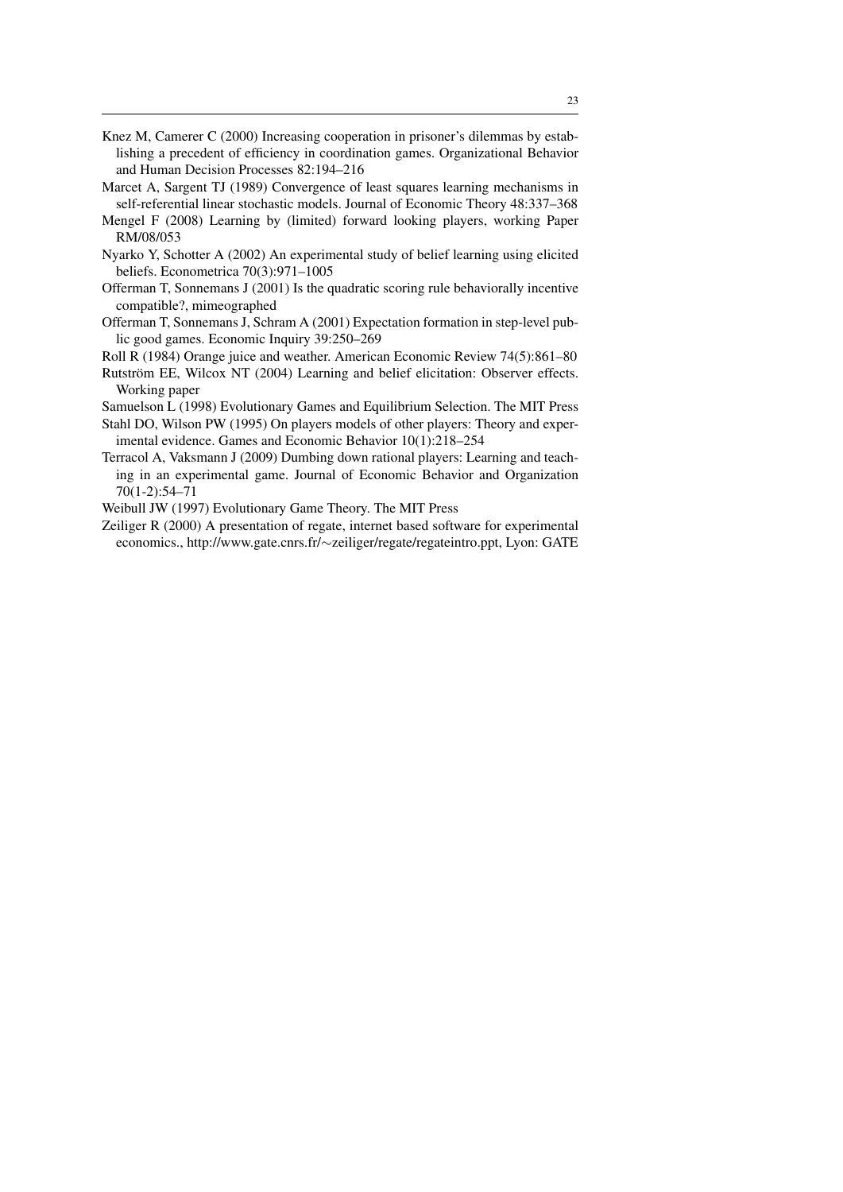Knez M, Camerer C (2000) Increasing cooperation in prisoner's dilemmas by establishing a precedent of efficiency in coordination games. Organizational Behavior and Human Decision Processes 82:194–216

Marcet A, Sargent TJ (1989) Convergence of least squares learning mechanisms in self-referential linear stochastic models. Journal of Economic Theory 48:337–368

Mengel F (2008) Learning by (limited) forward looking players, working Paper RM/08/053

Nyarko Y, Schotter A (2002) An experimental study of belief learning using elicited beliefs. Econometrica 70(3):971–1005

Offerman T, Sonnemans J (2001) Is the quadratic scoring rule behaviorally incentive compatible?, mimeographed

Offerman T, Sonnemans J, Schram A (2001) Expectation formation in step-level public good games. Economic Inquiry 39:250–269

Roll R (1984) Orange juice and weather. American Economic Review 74(5):861–80

Rutström EE, Wilcox NT (2004) Learning and belief elicitation: Observer effects. Working paper

Samuelson L (1998) Evolutionary Games and Equilibrium Selection. The MIT Press

Stahl DO, Wilson PW (1995) On players models of other players: Theory and experimental evidence. Games and Economic Behavior 10(1):218–254

Terracol A, Vaksmann J (2009) Dumbing down rational players: Learning and teaching in an experimental game. Journal of Economic Behavior and Organization 70(1-2):54–71

Weibull JW (1997) Evolutionary Game Theory. The MIT Press

Zeiliger R (2000) A presentation of regate, internet based software for experimental economics., http://www.gate.cnrs.fr/∼zeiliger/regate/regateintro.ppt, Lyon: GATE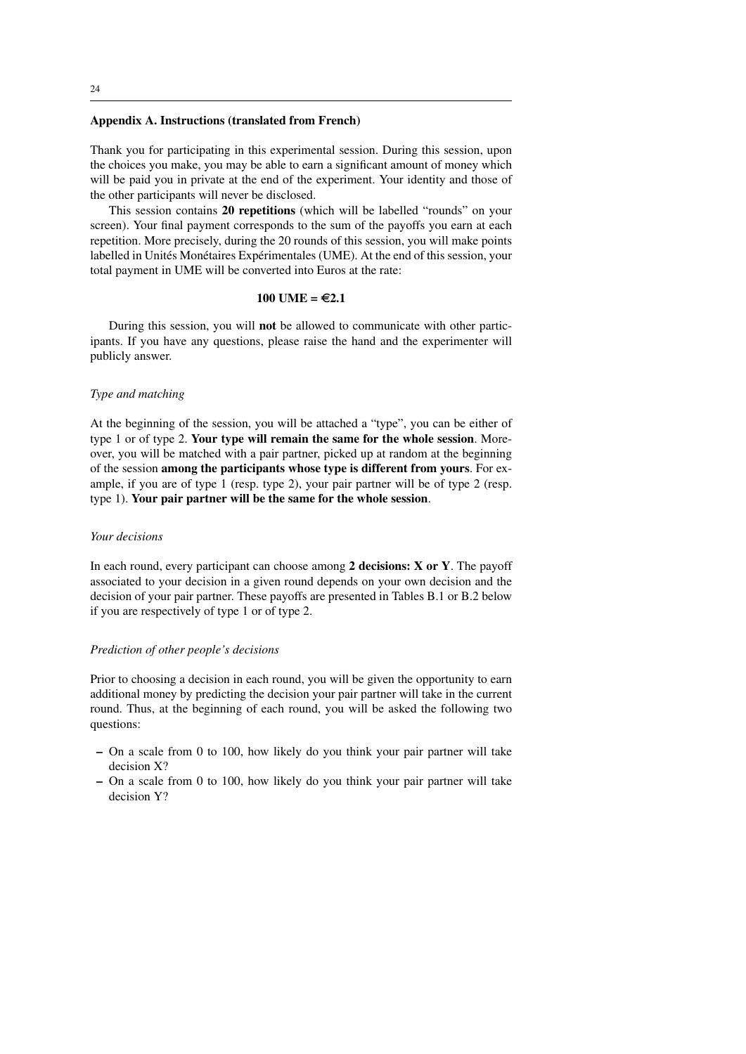## Appendix A. Instructions (translated from French)

Thank you for participating in this experimental session. During this session, upon the choices you make, you may be able to earn a significant amount of money which will be paid you in private at the end of the experiment. Your identity and those of the other participants will never be disclosed.

This session contains **20 repetitions** (which will be labelled "rounds" on your screen). Your final payment corresponds to the sum of the payoffs you earn at each repetition. More precisely, during the 20 rounds of this session, you will make points labelled in Unités Monétaires Expérimentales (UME). At the end of this session, your total payment in UME will be converted into Euros at the rate:

**100 UME = €2.1**

During this session, you will **not** be allowed to communicate with other participants. If you have any questions, please raise the hand and the experimenter will publicly answer.

*Type and matching*

At the beginning of the session, you will be attached a "type", you can be either of type 1 or of type 2. **Your type will remain the same for the whole session**. Moreover, you will be matched with a pair partner, picked up at random at the beginning of the session **among the participants whose type is different from yours**. For example, if you are of type 1 (resp. type 2), your pair partner will be of type 2 (resp. type 1). **Your pair partner will be the same for the whole session**.

*Your decisions*

In each round, every participant can choose among **2 decisions: X or Y**. The payoff associated to your decision in a given round depends on your own decision and the decision of your pair partner. These payoffs are presented in Tables B.1 or B.2 below if you are respectively of type 1 or of type 2.

*Prediction of other people's decisions*

Prior to choosing a decision in each round, you will be given the opportunity to earn additional money by predicting the decision your pair partner will take in the current round. Thus, at the beginning of each round, you will be asked the following two questions:

– On a scale from 0 to 100, how likely do you think your pair partner will take decision X?

– On a scale from 0 to 100, how likely do you think your pair partner will take decision Y?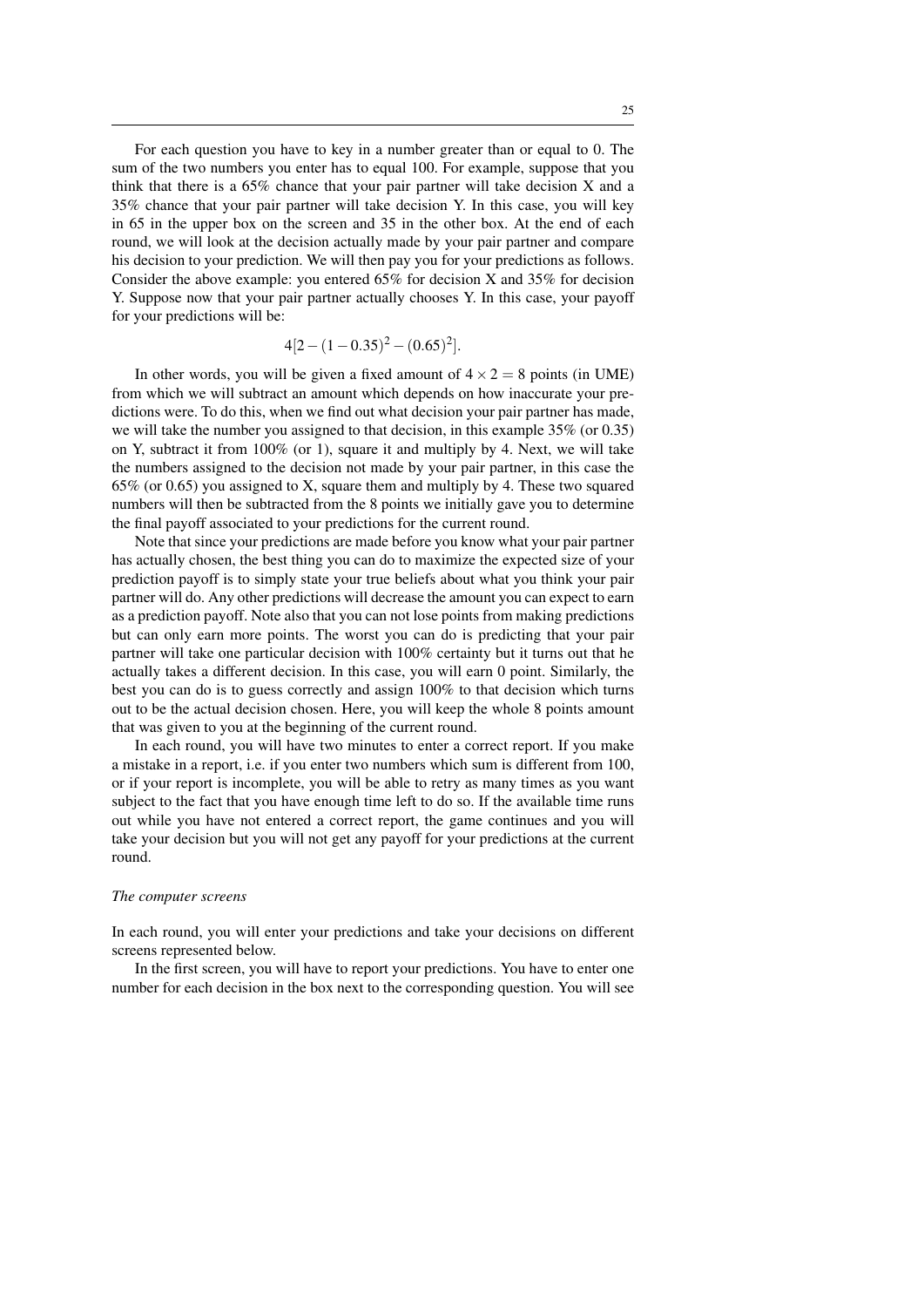For each question you have to key in a number greater than or equal to 0. The sum of the two numbers you enter has to equal 100. For example, suppose that you think that there is a 65% chance that your pair partner will take decision X and a 35% chance that your pair partner will take decision Y. In this case, you will key in 65 in the upper box on the screen and 35 in the other box. At the end of each round, we will look at the decision actually made by your pair partner and compare his decision to your prediction. We will then pay you for your predictions as follows. Consider the above example: you entered 65% for decision X and 35% for decision Y. Suppose now that your pair partner actually chooses Y. In this case, your payoff for your predictions will be:

$$4[2-(1-0.35)^2-(0.65)^2].$$

In other words, you will be given a fixed amount of $4 \times 2 = 8$ points (in UME) from which we will subtract an amount which depends on how inaccurate your predictions were. To do this, when we find out what decision your pair partner has made, we will take the number you assigned to that decision, in this example 35% (or 0.35) on Y, subtract it from 100% (or 1), square it and multiply by 4. Next, we will take the numbers assigned to the decision not made by your pair partner, in this case the 65% (or 0.65) you assigned to X, square them and multiply by 4. These two squared numbers will then be subtracted from the 8 points we initially gave you to determine the final payoff associated to your predictions for the current round.

Note that since your predictions are made before you know what your pair partner has actually chosen, the best thing you can do to maximize the expected size of your prediction payoff is to simply state your true beliefs about what you think your pair partner will do. Any other predictions will decrease the amount you can expect to earn as a prediction payoff. Note also that you can not lose points from making predictions but can only earn more points. The worst you can do is predicting that your pair partner will take one particular decision with 100% certainty but it turns out that he actually takes a different decision. In this case, you will earn 0 point. Similarly, the best you can do is to guess correctly and assign 100% to that decision which turns out to be the actual decision chosen. Here, you will keep the whole 8 points amount that was given to you at the beginning of the current round.

In each round, you will have two minutes to enter a correct report. If you make a mistake in a report, i.e. if you enter two numbers which sum is different from 100, or if your report is incomplete, you will be able to retry as many times as you want subject to the fact that you have enough time left to do so. If the available time runs out while you have not entered a correct report, the game continues and you will take your decision but you will not get any payoff for your predictions at the current round.

*The computer screens*

In each round, you will enter your predictions and take your decisions on different screens represented below.

In the first screen, you will have to report your predictions. You have to enter one number for each decision in the box next to the corresponding question. You will see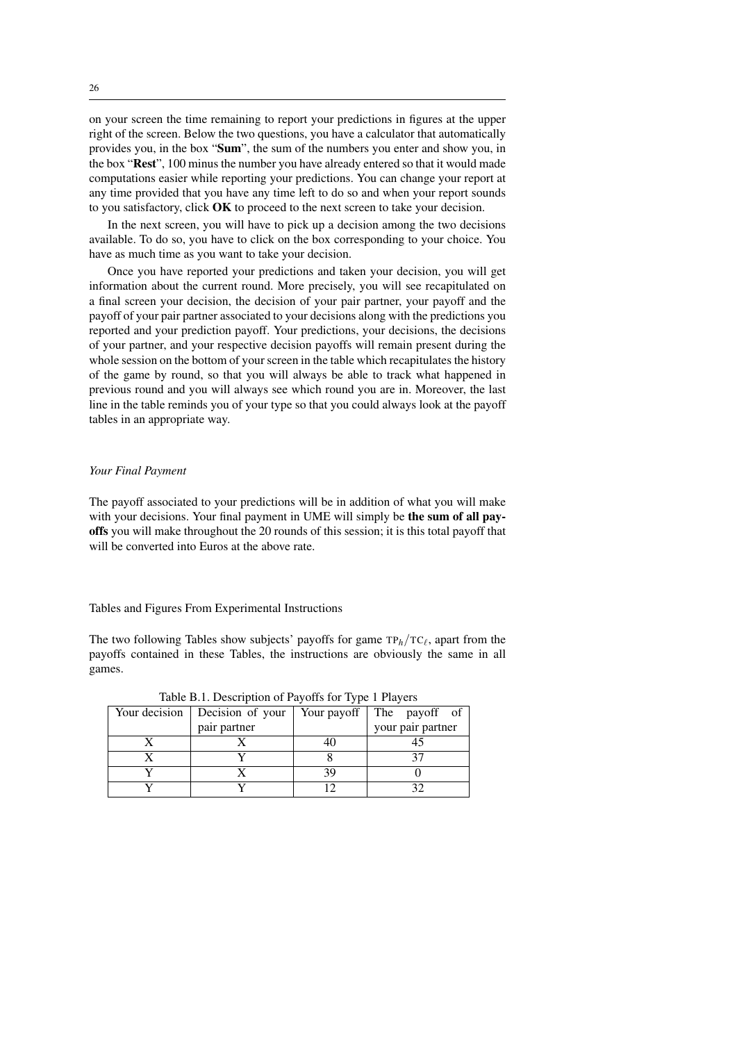on your screen the time remaining to report your predictions in figures at the upper right of the screen. Below the two questions, you have a calculator that automatically provides you, in the box "**Sum**", the sum of the numbers you enter and show you, in the box "**Rest**", 100 minus the number you have already entered so that it would made computations easier while reporting your predictions. You can change your report at any time provided that you have any time left to do so and when your report sounds to you satisfactory, click **OK** to proceed to the next screen to take your decision.

In the next screen, you will have to pick up a decision among the two decisions available. To do so, you have to click on the box corresponding to your choice. You have as much time as you want to take your decision.

Once you have reported your predictions and taken your decision, you will get information about the current round. More precisely, you will see recapitulated on a final screen your decision, the decision of your pair partner, your payoff and the payoff of your pair partner associated to your decisions along with the predictions you reported and your prediction payoff. Your predictions, your decisions, the decisions of your partner, and your respective decision payoffs will remain present during the whole session on the bottom of your screen in the table which recapitulates the history of the game by round, so that you will always be able to track what happened in previous round and you will always see which round you are in. Moreover, the last line in the table reminds you of your type so that you could always look at the payoff tables in an appropriate way.

*Your Final Payment*

The payoff associated to your predictions will be in addition of what you will make with your decisions. Your final payment in UME will simply be **the sum of all payoffs** you will make throughout the 20 rounds of this session; it is this total payoff that will be converted into Euros at the above rate.

Tables and Figures From Experimental Instructions

The two following Tables show subjects' payoffs for game $\text{TP}_h/\text{TC}_\ell$, apart from the payoffs contained in these Tables, the instructions are obviously the same in all games.

Table B.1. Description of Payoffs for Type 1 Players

| Your decision | Decision of your pair partner | Your payoff | The payoff of your pair partner |
|---|---|---|---|
| X | X | 40 | 45 |
| X | Y | 8 | 37 |
| Y | X | 39 | 0 |
| Y | Y | 12 | 32 |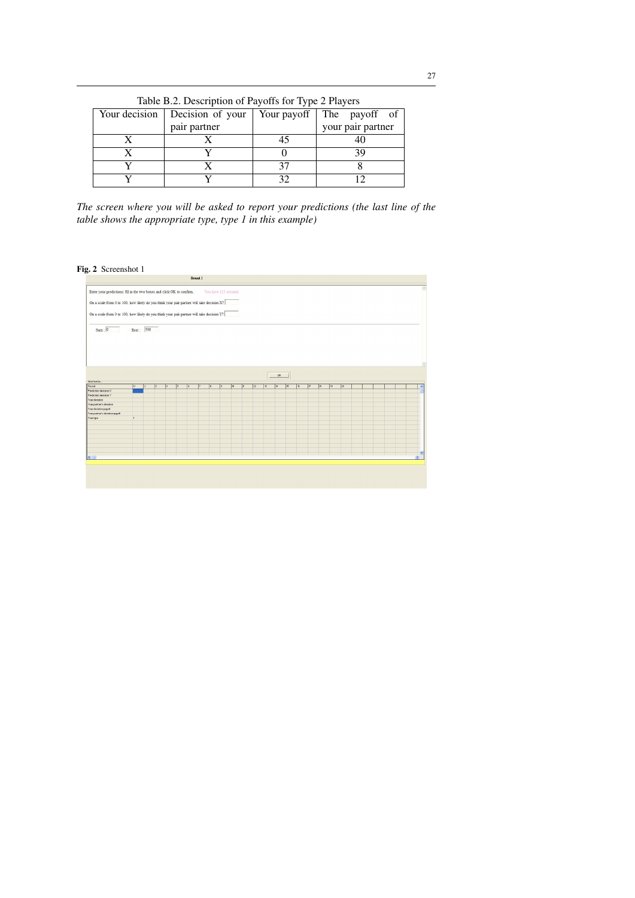Table B.2. Description of Payoffs for Type 2 Players

| Your decision | Decision of your pair partner | Your payoff | The payoff of your pair partner |
|---|---|---|---|
| X | X | 45 | 40 |
| X | Y | 0 | 39 |
| Y | X | 37 | 8 |
| Y | Y | 32 | 12 |

*The screen where you will be asked to report your predictions (the last line of the table shows the appropriate type, type 1 in this example)*

**Fig. 2** Screenshot 1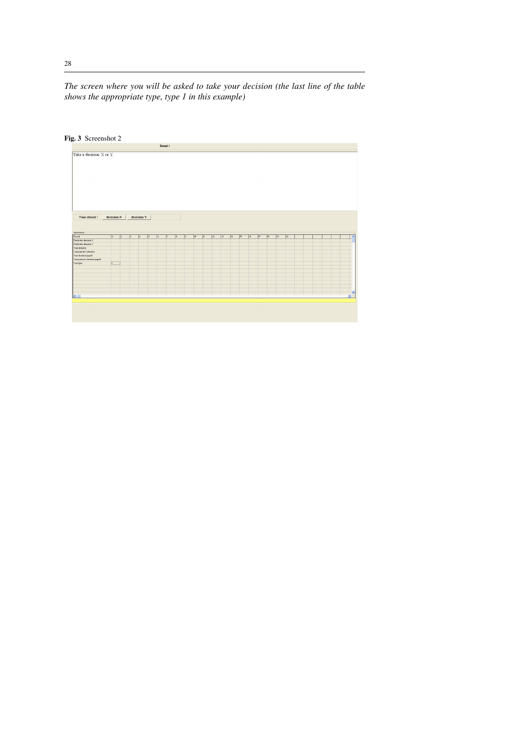*The screen where you will be asked to take your decision (the last line of the table shows the appropriate type, type 1 in this example)*

**Fig. 3** Screenshot 2

Round 1

Take a decision: X or Y.

Your choice : decision X decision Y

| Round | 1 | 2 | 3 | 4 | 5 | 6 | 7 | 8 | 9 | 10 | 11 | 12 | 13 | 14 | 15 | 16 | 17 | 18 | 19 | 20 |
|---|---|---|---|---|---|---|---|---|---|---|---|---|---|---|---|---|---|---|---|---|
| Prediction decision X | | | | | | | | | | | | | | | | | | | | |
| Prediction decision Y | | | | | | | | | | | | | | | | | | | | |
| Your decision | | | | | | | | | | | | | | | | | | | | |
| Your partner's decision | | | | | | | | | | | | | | | | | | | | |
| Your decision payoff | | | | | | | | | | | | | | | | | | | | |
| Your partner's decision payoff | | | | | | | | | | | | | | | | | | | | |
| Your type | 1 | | | | | | | | | | | | | | | | | | | |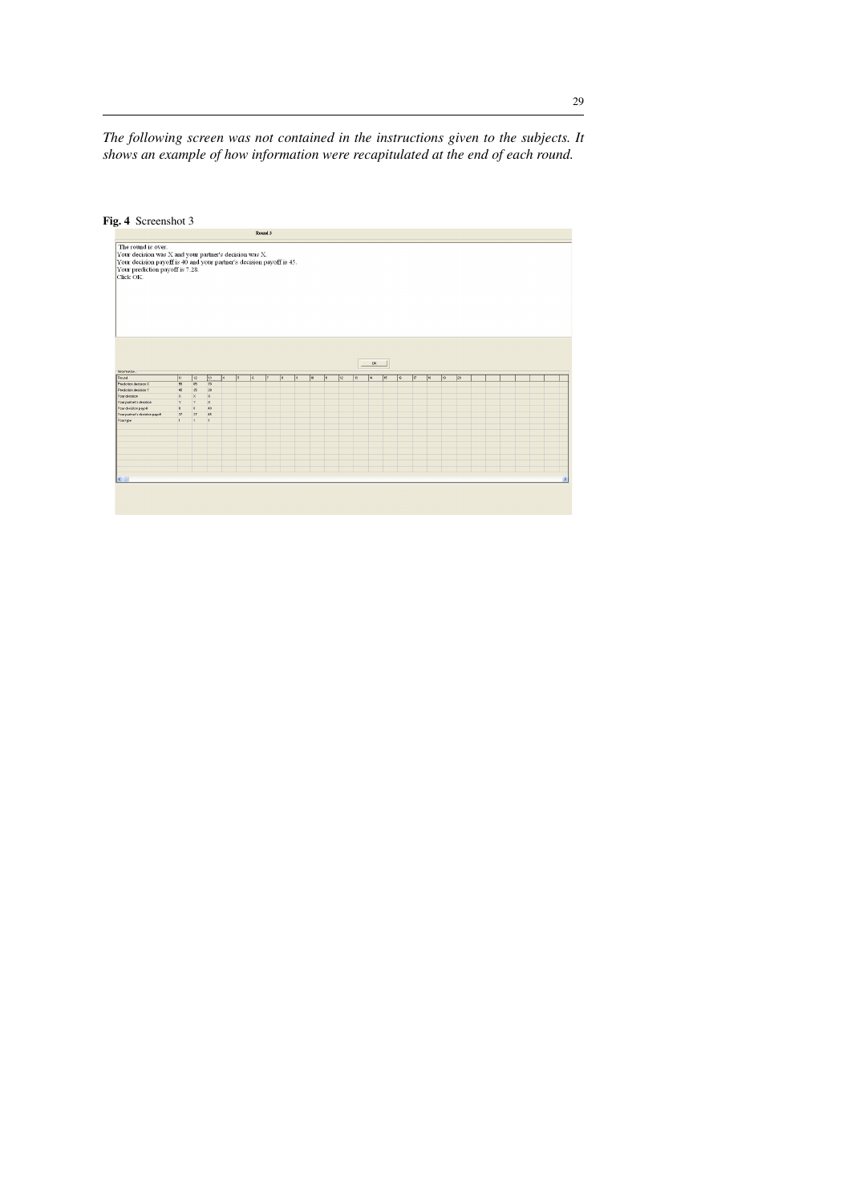*The following screen was not contained in the instructions given to the subjects. It shows an example of how information were recapitulated at the end of each round.*

**Fig. 4** Screenshot 3

Round 3

The round is over.
Your decision was X and your partner's decision was X.
Your decision payoff is 40 and your partner's decision payoff is 45.
Your prediction payoff is 7.28.
Click OK.

OK

Information

| Round | 1 | 2 | 3 | 4 | 5 | 6 | 7 | 8 | 9 | 10 | 11 | 12 | 13 | 14 | 15 | 16 | 17 | 18 | 19 | 20 |
|---|---|---|---|---|---|---|---|---|---|---|---|---|---|---|---|---|---|---|---|---|
| Prediction decision X | 60 | 65 | 70 | | | | | | | | | | | | | | | | | |
| Prediction decision Y | 40 | 35 | 30 | | | | | | | | | | | | | | | | | |
| Your decision | X | X | X | | | | | | | | | | | | | | | | | |
| Your partner's decision | Y | Y | X | | | | | | | | | | | | | | | | | |
| Your decision payoff | 8 | 8 | 40 | | | | | | | | | | | | | | | | | |
| Your partner's decision payoff | 37 | 37 | 45 | | | | | | | | | | | | | | | | | |
| Your type | 1 | 1 | 1 | | | | | | | | | | | | | | | | | |